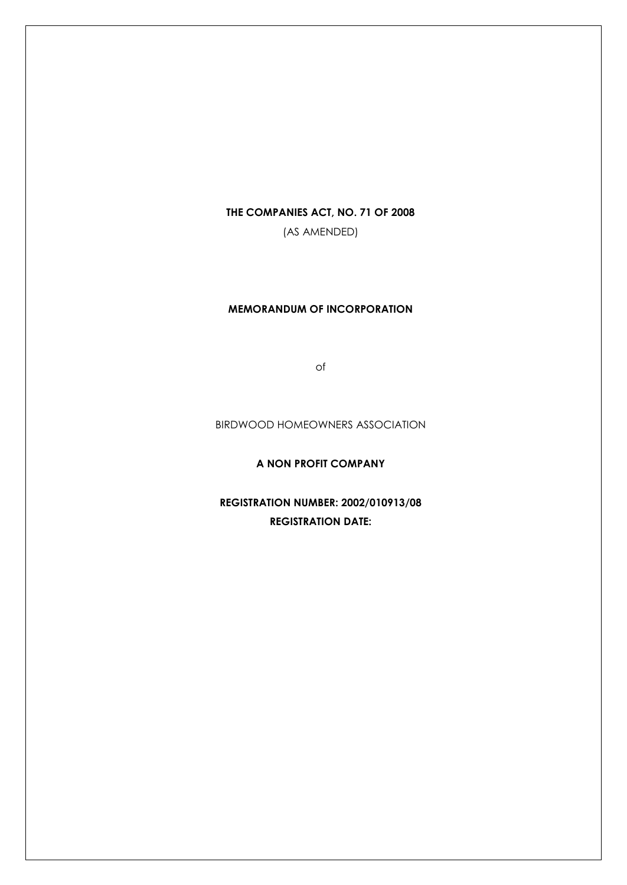**THE COMPANIES ACT, NO. 71 OF 2008**

(AS AMENDED)

# MEMORANDUM OF INCORPORATION

of

BIRDWOOD HOMEOWNERS ASSOCIATION

**A NON PROFIT COMPANY**

**REGISTRATION NUMBER: 2002/010913/08**

**REGISTRATION DATE:**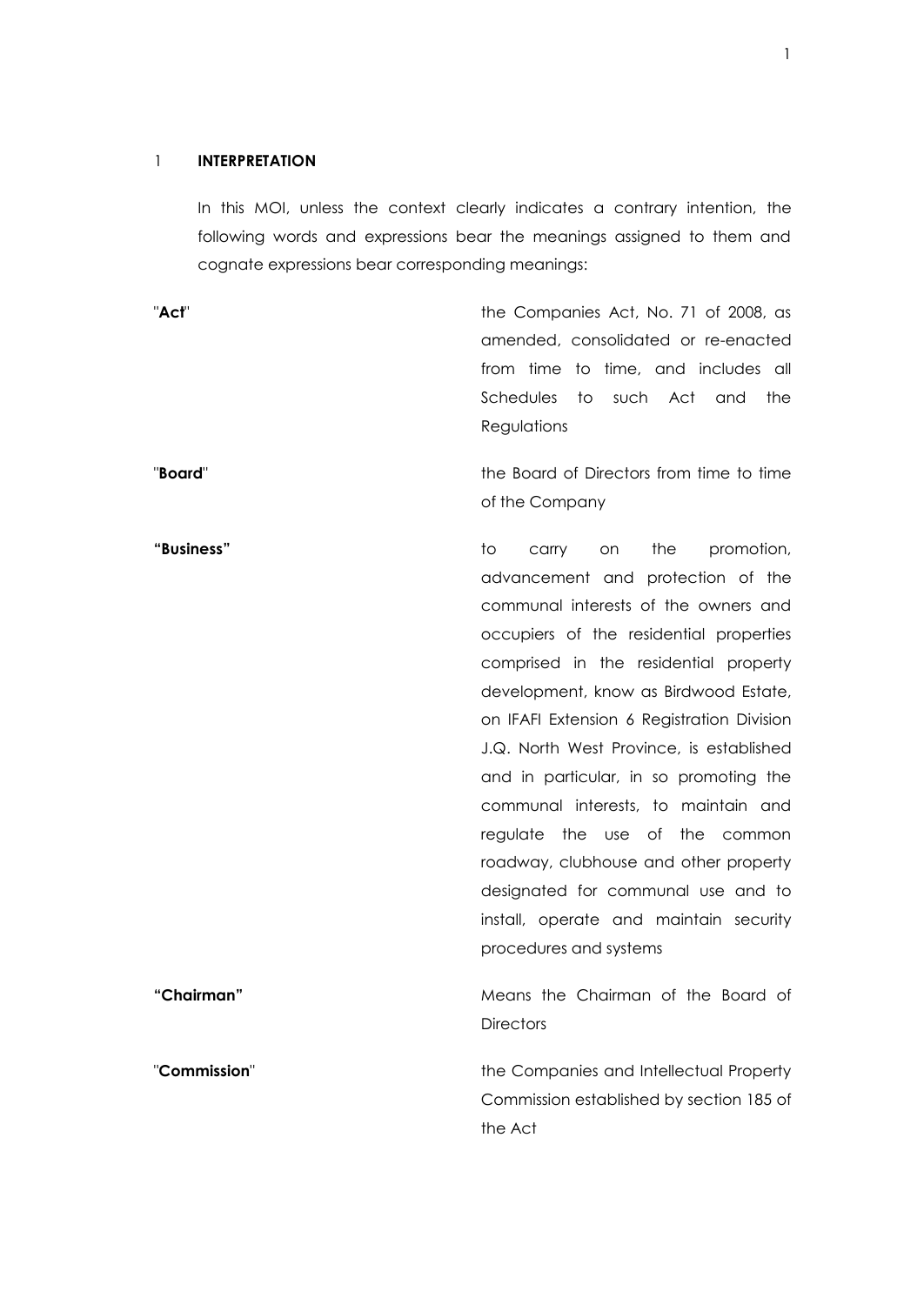## 1 INTERPRETATION

In this MOI, unless the context clearly indicates a contrary intention, the following words and expressions bear the meanings assigned to them and cognate expressions bear corresponding meanings:

"**Act**" — the Companies Act, No. 71 of 2008, as amended, consolidated or re-enacted from time to time, and includes all Schedules to such Act and the Regulations

"**Board**" — the Board of Directors from time to time of the Company

**"Business"** — to carry on the promotion, advancement and protection of the communal interests of the owners and occupiers of the residential properties comprised in the residential property development, know as Birdwood Estate, on IFAFI Extension 6 Registration Division J.Q. North West Province, is established and in particular, in so promoting the communal interests, to maintain and regulate the use of the common roadway, clubhouse and other property designated for communal use and to install, operate and maintain security procedures and systems

**"Chairman"** — Means the Chairman of the Board of Directors

"**Commission**" — the Companies and Intellectual Property Commission established by section 185 of the Act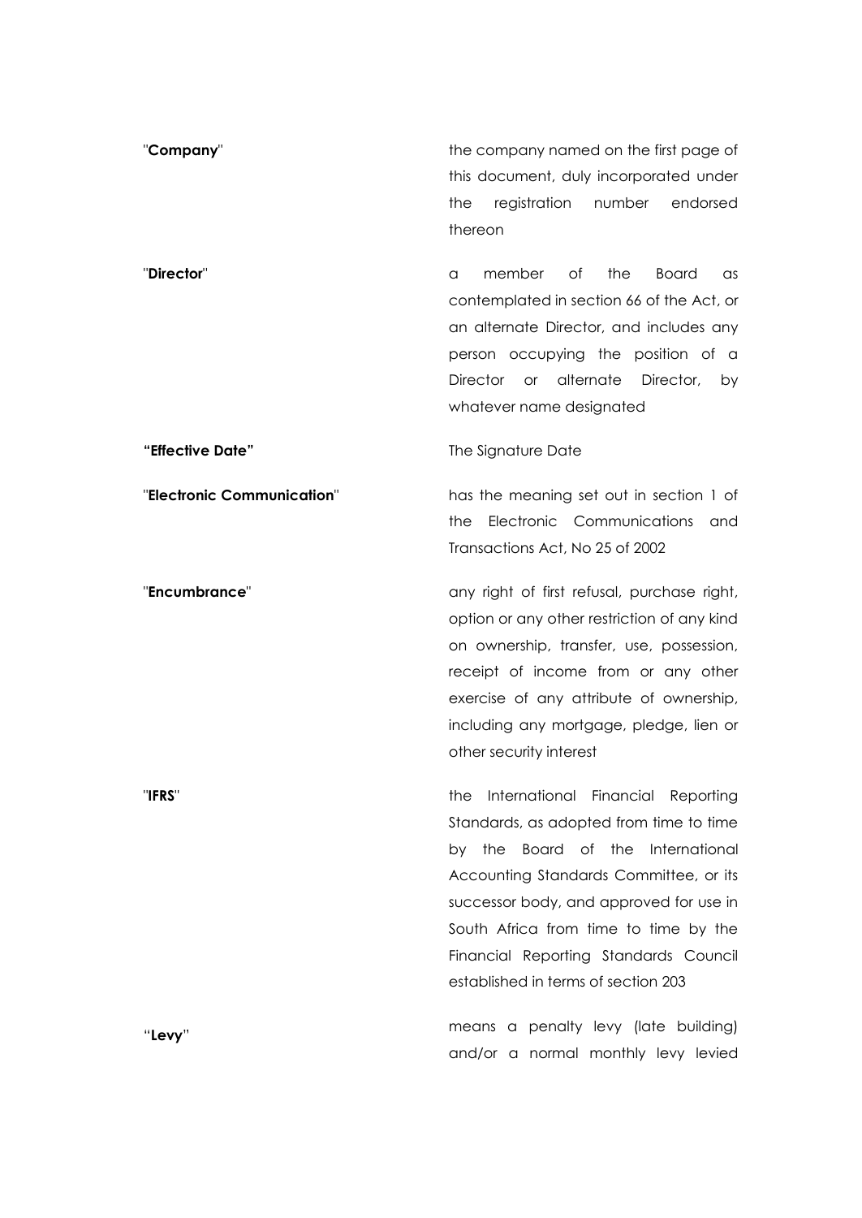| | |
|---|---|
| "**Company**" | the company named on the first page of this document, duly incorporated under the registration number endorsed thereon |
| "**Director**" | a member of the Board as contemplated in section 66 of the Act, or an alternate Director, and includes any person occupying the position of a Director or alternate Director, by whatever name designated |
| **"Effective Date"** | The Signature Date |
| "**Electronic Communication**" | has the meaning set out in section 1 of the Electronic Communications and Transactions Act, No 25 of 2002 |
| "**Encumbrance**" | any right of first refusal, purchase right, option or any other restriction of any kind on ownership, transfer, use, possession, receipt of income from or any other exercise of any attribute of ownership, including any mortgage, pledge, lien or other security interest |
| "**IFRS**" | the International Financial Reporting Standards, as adopted from time to time by the Board of the International Accounting Standards Committee, or its successor body, and approved for use in South Africa from time to time by the Financial Reporting Standards Council established in terms of section 203 |
| "**Levy**" | means a penalty levy (late building) and/or a normal monthly levy levied |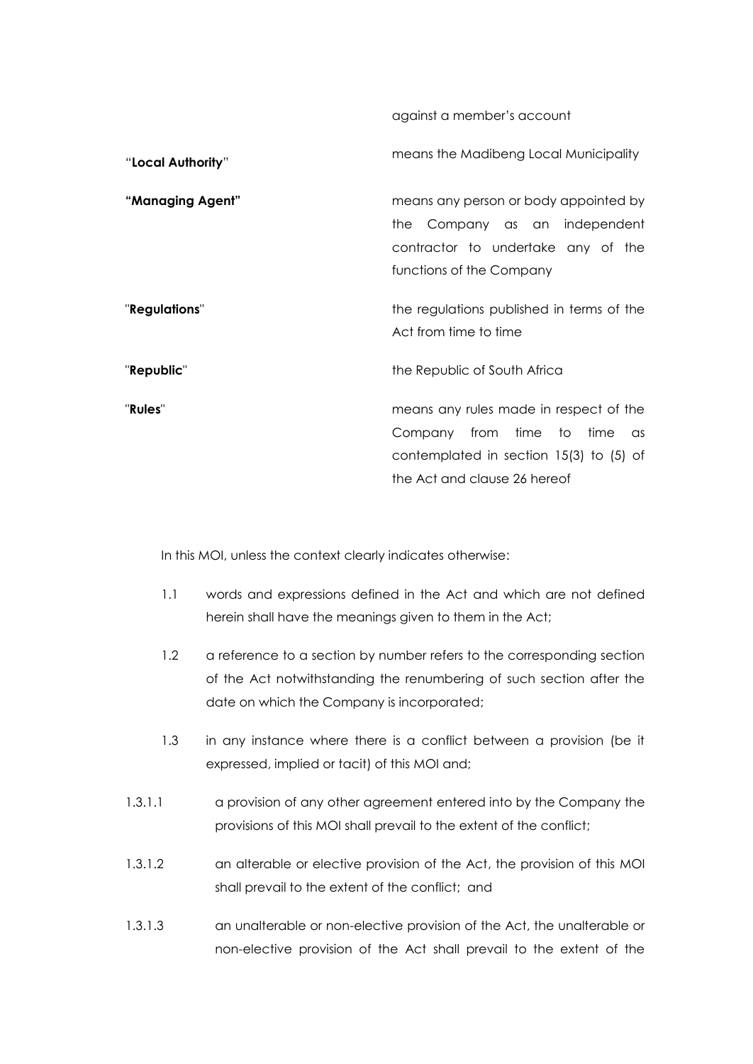| | |
|---|---|
| | against a member's account |
| "**Local Authority**" | means the Madibeng Local Municipality |
| **"Managing Agent"** | means any person or body appointed by the Company as an independent contractor to undertake any of the functions of the Company |
| "**Regulations**" | the regulations published in terms of the Act from time to time |
| "**Republic**" | the Republic of South Africa |
| "**Rules**" | means any rules made in respect of the Company from time to time as contemplated in section 15(3) to (5) of the Act and clause 26 hereof |

In this MOI, unless the context clearly indicates otherwise:

1.1 words and expressions defined in the Act and which are not defined herein shall have the meanings given to them in the Act;

1.2 a reference to a section by number refers to the corresponding section of the Act notwithstanding the renumbering of such section after the date on which the Company is incorporated;

1.3 in any instance where there is a conflict between a provision (be it expressed, implied or tacit) of this MOI and;

1.3.1.1 a provision of any other agreement entered into by the Company the provisions of this MOI shall prevail to the extent of the conflict;

1.3.1.2 an alterable or elective provision of the Act, the provision of this MOI shall prevail to the extent of the conflict; and

1.3.1.3 an unalterable or non-elective provision of the Act, the unalterable or non-elective provision of the Act shall prevail to the extent of the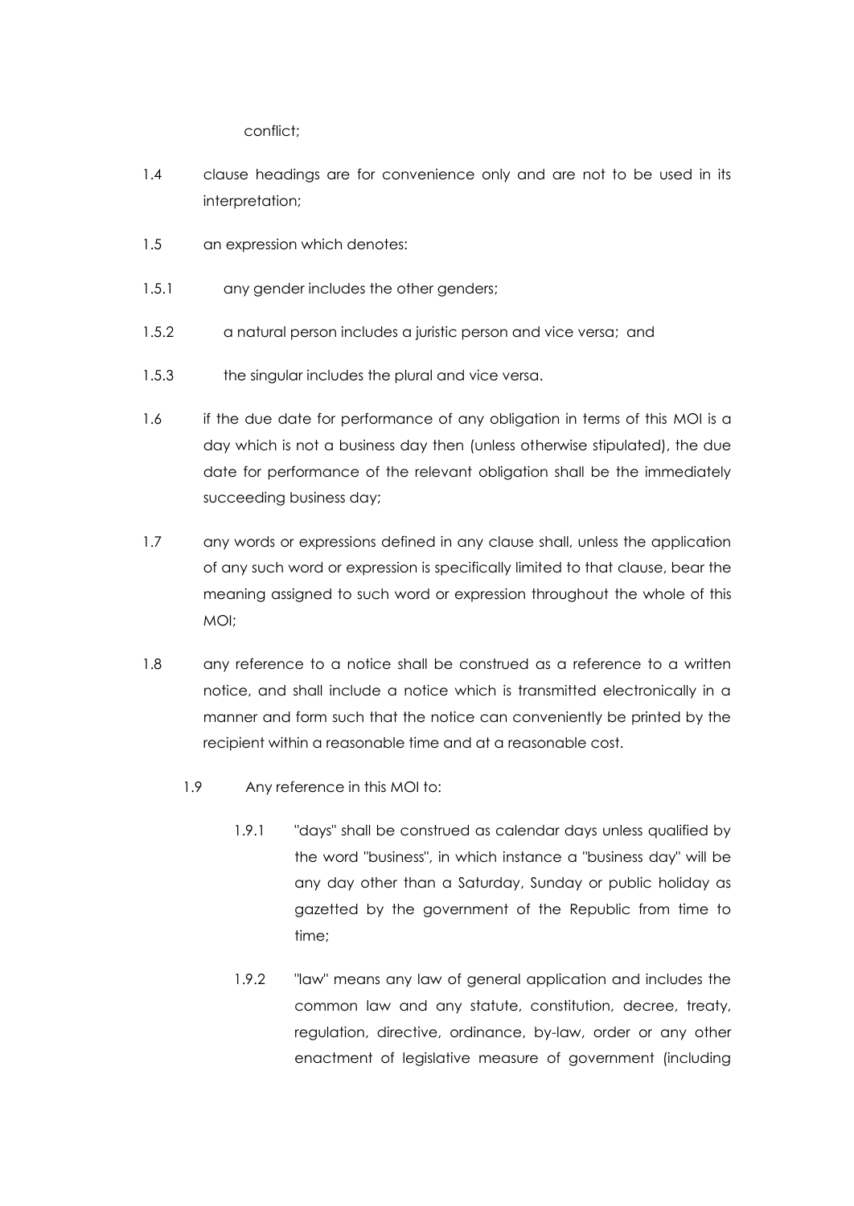conflict;

1.4 clause headings are for convenience only and are not to be used in its interpretation;

1.5 an expression which denotes:

1.5.1 any gender includes the other genders;

1.5.2 a natural person includes a juristic person and vice versa; and

1.5.3 the singular includes the plural and vice versa.

1.6 if the due date for performance of any obligation in terms of this MOI is a day which is not a business day then (unless otherwise stipulated), the due date for performance of the relevant obligation shall be the immediately succeeding business day;

1.7 any words or expressions defined in any clause shall, unless the application of any such word or expression is specifically limited to that clause, bear the meaning assigned to such word or expression throughout the whole of this MOI;

1.8 any reference to a notice shall be construed as a reference to a written notice, and shall include a notice which is transmitted electronically in a manner and form such that the notice can conveniently be printed by the recipient within a reasonable time and at a reasonable cost.

1.9 Any reference in this MOI to:

1.9.1 "days" shall be construed as calendar days unless qualified by the word "business", in which instance a "business day" will be any day other than a Saturday, Sunday or public holiday as gazetted by the government of the Republic from time to time;

1.9.2 "law" means any law of general application and includes the common law and any statute, constitution, decree, treaty, regulation, directive, ordinance, by-law, order or any other enactment of legislative measure of government (including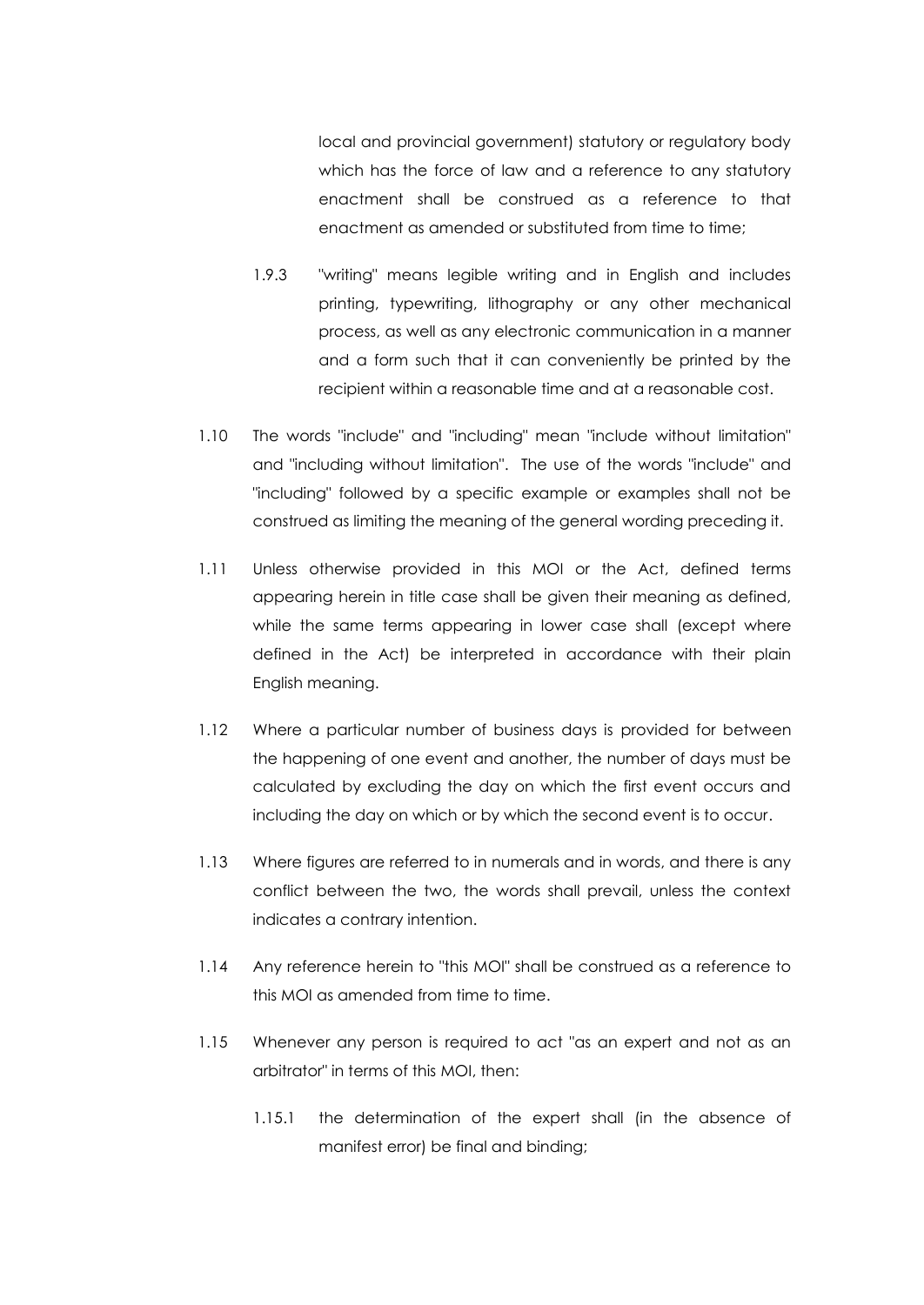local and provincial government) statutory or regulatory body which has the force of law and a reference to any statutory enactment shall be construed as a reference to that enactment as amended or substituted from time to time;

1.9.3 "writing" means legible writing and in English and includes printing, typewriting, lithography or any other mechanical process, as well as any electronic communication in a manner and a form such that it can conveniently be printed by the recipient within a reasonable time and at a reasonable cost.

1.10 The words "include" and "including" mean "include without limitation" and "including without limitation". The use of the words "include" and "including" followed by a specific example or examples shall not be construed as limiting the meaning of the general wording preceding it.

1.11 Unless otherwise provided in this MOI or the Act, defined terms appearing herein in title case shall be given their meaning as defined, while the same terms appearing in lower case shall (except where defined in the Act) be interpreted in accordance with their plain English meaning.

1.12 Where a particular number of business days is provided for between the happening of one event and another, the number of days must be calculated by excluding the day on which the first event occurs and including the day on which or by which the second event is to occur.

1.13 Where figures are referred to in numerals and in words, and there is any conflict between the two, the words shall prevail, unless the context indicates a contrary intention.

1.14 Any reference herein to "this MOI" shall be construed as a reference to this MOI as amended from time to time.

1.15 Whenever any person is required to act "as an expert and not as an arbitrator" in terms of this MOI, then:

1.15.1 the determination of the expert shall (in the absence of manifest error) be final and binding;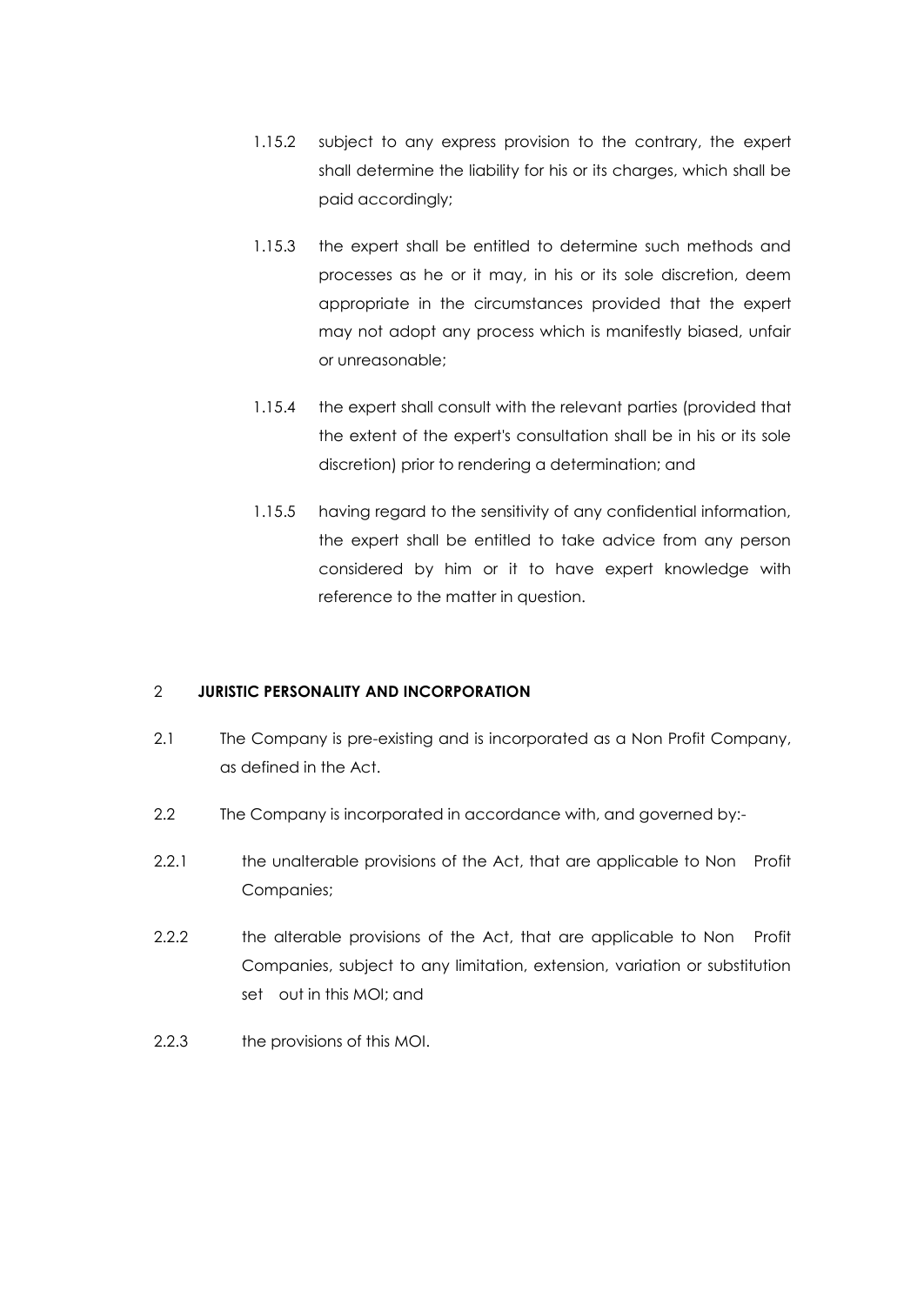1.15.2 subject to any express provision to the contrary, the expert shall determine the liability for his or its charges, which shall be paid accordingly;

1.15.3 the expert shall be entitled to determine such methods and processes as he or it may, in his or its sole discretion, deem appropriate in the circumstances provided that the expert may not adopt any process which is manifestly biased, unfair or unreasonable;

1.15.4 the expert shall consult with the relevant parties (provided that the extent of the expert's consultation shall be in his or its sole discretion) prior to rendering a determination; and

1.15.5 having regard to the sensitivity of any confidential information, the expert shall be entitled to take advice from any person considered by him or it to have expert knowledge with reference to the matter in question.

## 2 JURISTIC PERSONALITY AND INCORPORATION

2.1 The Company is pre-existing and is incorporated as a Non Profit Company, as defined in the Act.

2.2 The Company is incorporated in accordance with, and governed by:-

2.2.1 the unalterable provisions of the Act, that are applicable to Non Profit Companies;

2.2.2 the alterable provisions of the Act, that are applicable to Non Profit Companies, subject to any limitation, extension, variation or substitution set out in this MOI; and

2.2.3 the provisions of this MOI.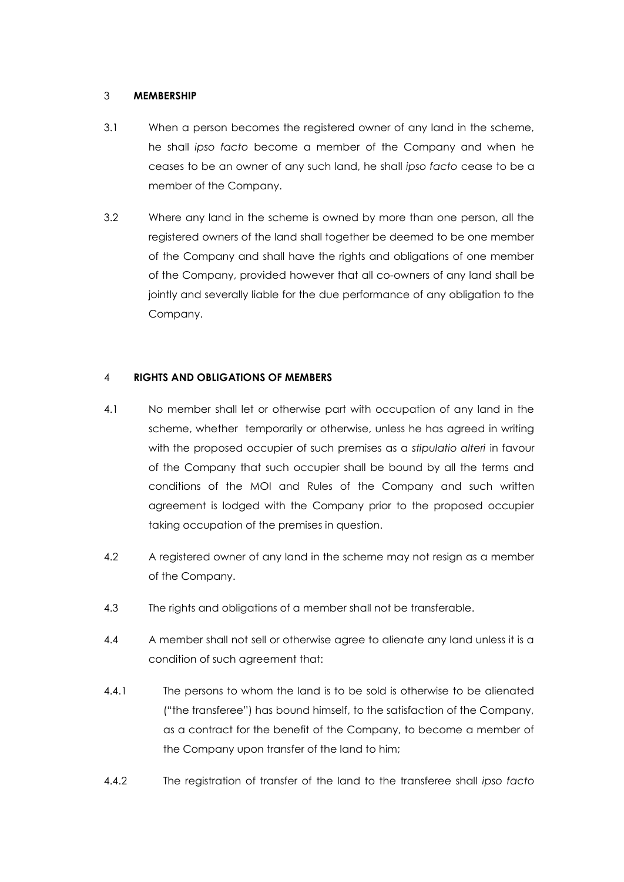## 3 MEMBERSHIP

3.1 When a person becomes the registered owner of any land in the scheme, he shall *ipso facto* become a member of the Company and when he ceases to be an owner of any such land, he shall *ipso facto* cease to be a member of the Company.

3.2 Where any land in the scheme is owned by more than one person, all the registered owners of the land shall together be deemed to be one member of the Company and shall have the rights and obligations of one member of the Company, provided however that all co-owners of any land shall be jointly and severally liable for the due performance of any obligation to the Company.

## 4 RIGHTS AND OBLIGATIONS OF MEMBERS

4.1 No member shall let or otherwise part with occupation of any land in the scheme, whether temporarily or otherwise, unless he has agreed in writing with the proposed occupier of such premises as a *stipulatio alteri* in favour of the Company that such occupier shall be bound by all the terms and conditions of the MOI and Rules of the Company and such written agreement is lodged with the Company prior to the proposed occupier taking occupation of the premises in question.

4.2 A registered owner of any land in the scheme may not resign as a member of the Company.

4.3 The rights and obligations of a member shall not be transferable.

4.4 A member shall not sell or otherwise agree to alienate any land unless it is a condition of such agreement that:

4.4.1 The persons to whom the land is to be sold is otherwise to be alienated ("the transferee") has bound himself, to the satisfaction of the Company, as a contract for the benefit of the Company, to become a member of the Company upon transfer of the land to him;

4.4.2 The registration of transfer of the land to the transferee shall *ipso facto*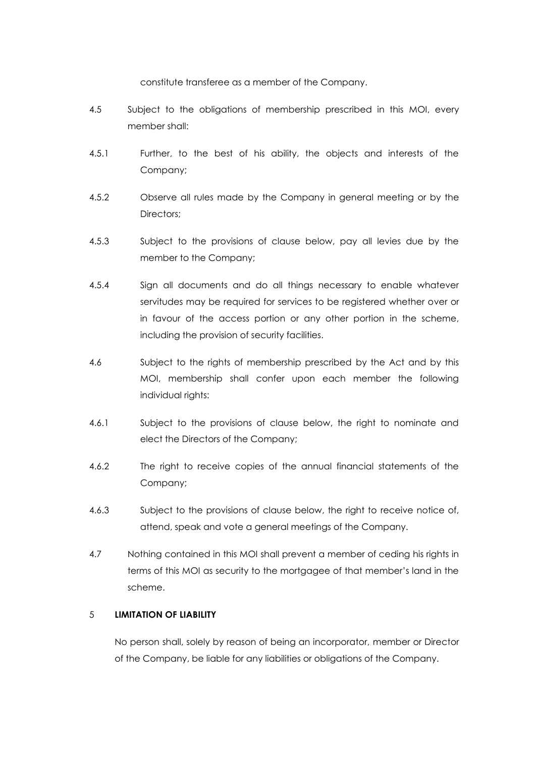constitute transferee as a member of the Company.

4.5 Subject to the obligations of membership prescribed in this MOI, every member shall:

4.5.1 Further, to the best of his ability, the objects and interests of the Company;

4.5.2 Observe all rules made by the Company in general meeting or by the Directors;

4.5.3 Subject to the provisions of clause below, pay all levies due by the member to the Company;

4.5.4 Sign all documents and do all things necessary to enable whatever servitudes may be required for services to be registered whether over or in favour of the access portion or any other portion in the scheme, including the provision of security facilities.

4.6 Subject to the rights of membership prescribed by the Act and by this MOI, membership shall confer upon each member the following individual rights:

4.6.1 Subject to the provisions of clause below, the right to nominate and elect the Directors of the Company;

4.6.2 The right to receive copies of the annual financial statements of the Company;

4.6.3 Subject to the provisions of clause below, the right to receive notice of, attend, speak and vote a general meetings of the Company.

4.7 Nothing contained in this MOI shall prevent a member of ceding his rights in terms of this MOI as security to the mortgagee of that member's land in the scheme.

## 5 LIMITATION OF LIABILITY

No person shall, solely by reason of being an incorporator, member or Director of the Company, be liable for any liabilities or obligations of the Company.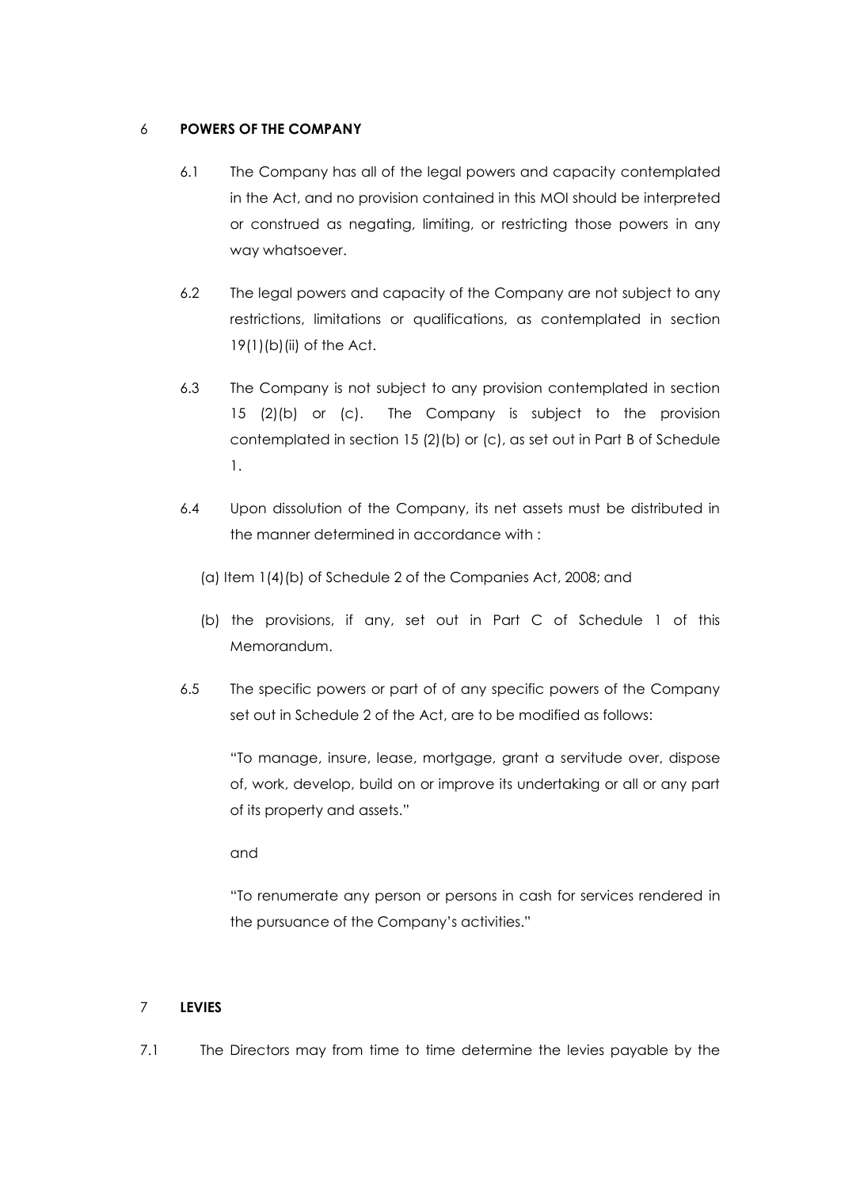## 6 POWERS OF THE COMPANY

6.1 The Company has all of the legal powers and capacity contemplated in the Act, and no provision contained in this MOI should be interpreted or construed as negating, limiting, or restricting those powers in any way whatsoever.

6.2 The legal powers and capacity of the Company are not subject to any restrictions, limitations or qualifications, as contemplated in section 19(1)(b)(ii) of the Act.

6.3 The Company is not subject to any provision contemplated in section 15 (2)(b) or (c). The Company is subject to the provision contemplated in section 15 (2)(b) or (c), as set out in Part B of Schedule 1.

6.4 Upon dissolution of the Company, its net assets must be distributed in the manner determined in accordance with :

(a) Item 1(4)(b) of Schedule 2 of the Companies Act, 2008; and

(b) the provisions, if any, set out in Part C of Schedule 1 of this Memorandum.

6.5 The specific powers or part of of any specific powers of the Company set out in Schedule 2 of the Act, are to be modified as follows:

"To manage, insure, lease, mortgage, grant a servitude over, dispose of, work, develop, build on or improve its undertaking or all or any part of its property and assets."

and

"To renumerate any person or persons in cash for services rendered in the pursuance of the Company's activities."

## 7 LEVIES

7.1 The Directors may from time to time determine the levies payable by the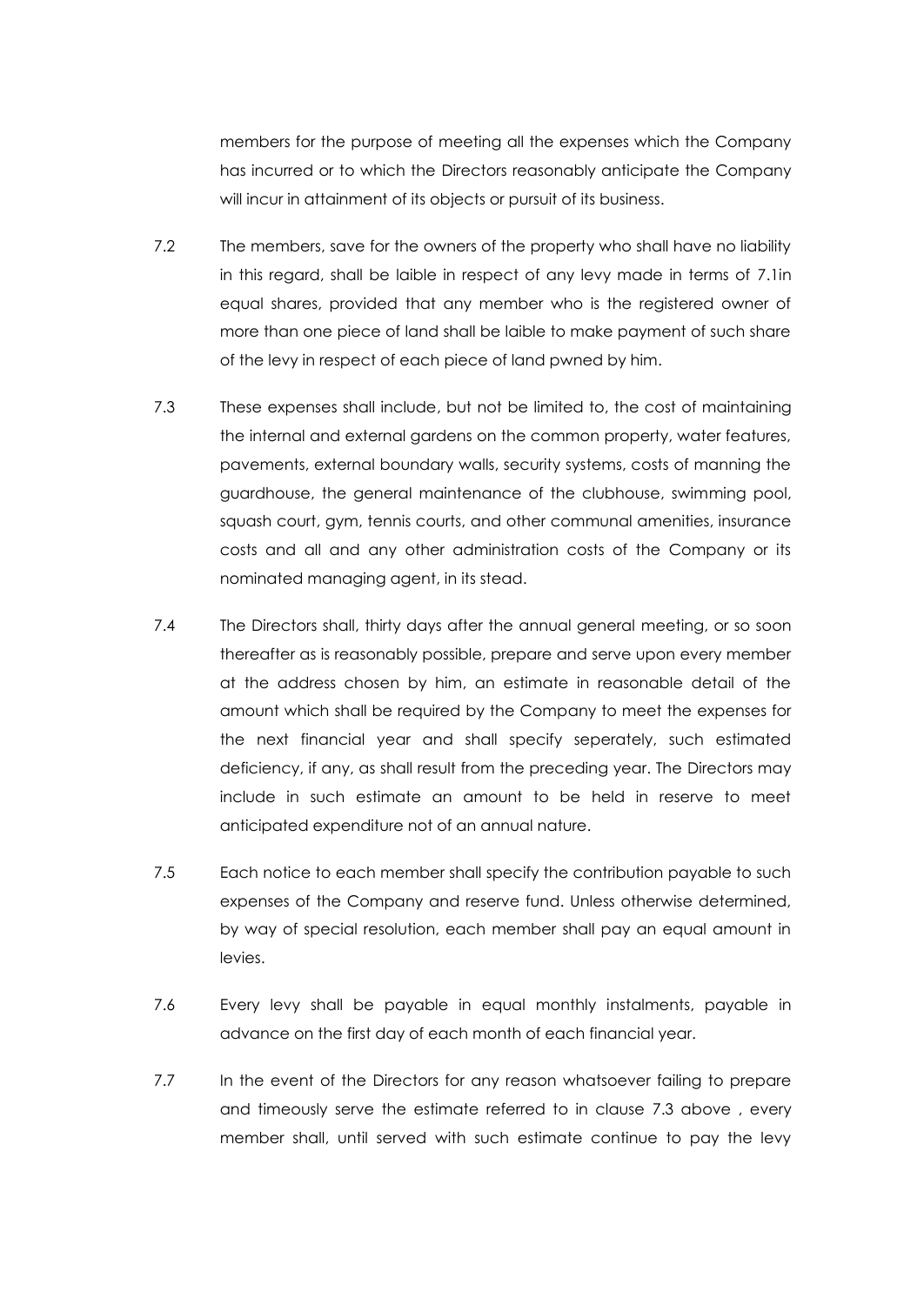members for the purpose of meeting all the expenses which the Company has incurred or to which the Directors reasonably anticipate the Company will incur in attainment of its objects or pursuit of its business.

7.2 The members, save for the owners of the property who shall have no liability in this regard, shall be laible in respect of any levy made in terms of 7.1in equal shares, provided that any member who is the registered owner of more than one piece of land shall be laible to make payment of such share of the levy in respect of each piece of land pwned by him.

7.3 These expenses shall include, but not be limited to, the cost of maintaining the internal and external gardens on the common property, water features, pavements, external boundary walls, security systems, costs of manning the guardhouse, the general maintenance of the clubhouse, swimming pool, squash court, gym, tennis courts, and other communal amenities, insurance costs and all and any other administration costs of the Company or its nominated managing agent, in its stead.

7.4 The Directors shall, thirty days after the annual general meeting, or so soon thereafter as is reasonably possible, prepare and serve upon every member at the address chosen by him, an estimate in reasonable detail of the amount which shall be required by the Company to meet the expenses for the next financial year and shall specify seperately, such estimated deficiency, if any, as shall result from the preceding year. The Directors may include in such estimate an amount to be held in reserve to meet anticipated expenditure not of an annual nature.

7.5 Each notice to each member shall specify the contribution payable to such expenses of the Company and reserve fund. Unless otherwise determined, by way of special resolution, each member shall pay an equal amount in levies.

7.6 Every levy shall be payable in equal monthly instalments, payable in advance on the first day of each month of each financial year.

7.7 In the event of the Directors for any reason whatsoever failing to prepare and timeously serve the estimate referred to in clause 7.3 above , every member shall, until served with such estimate continue to pay the levy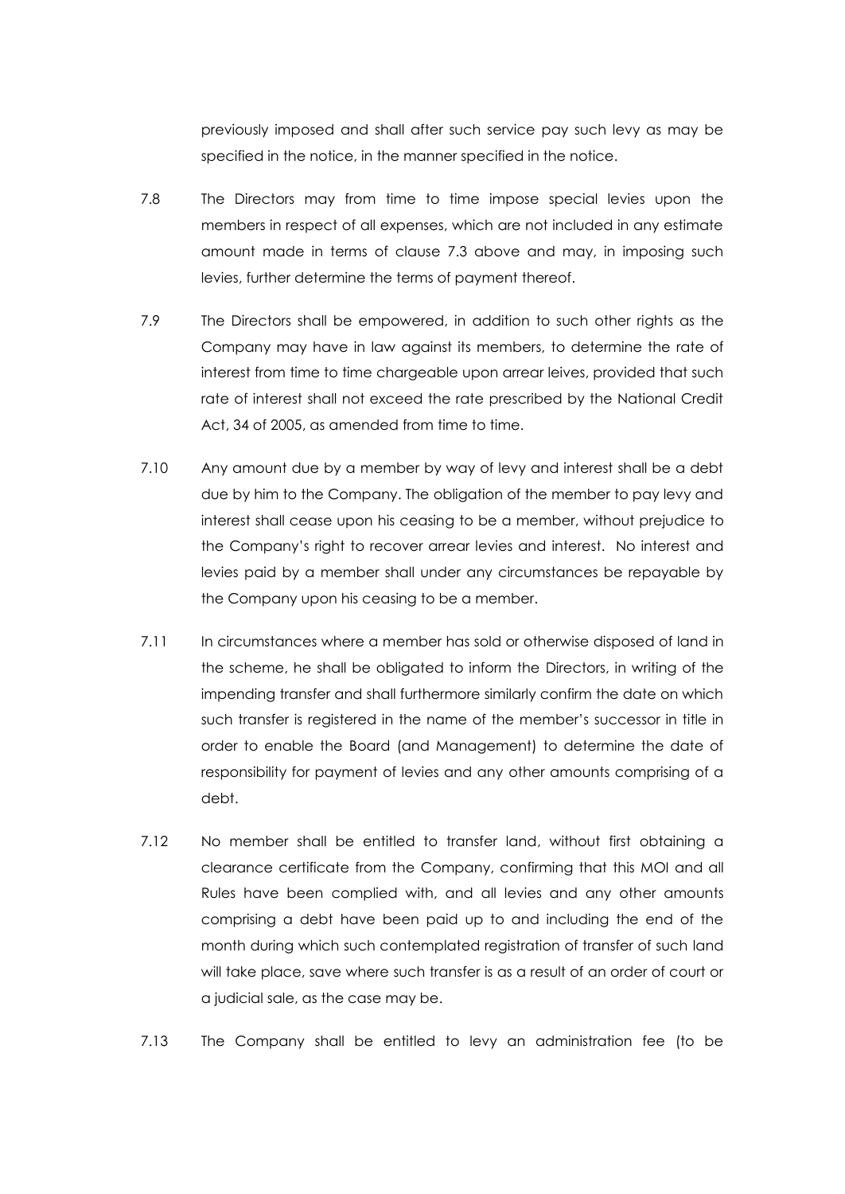previously imposed and shall after such service pay such levy as may be specified in the notice, in the manner specified in the notice.

7.8 The Directors may from time to time impose special levies upon the members in respect of all expenses, which are not included in any estimate amount made in terms of clause 7.3 above and may, in imposing such levies, further determine the terms of payment thereof.

7.9 The Directors shall be empowered, in addition to such other rights as the Company may have in law against its members, to determine the rate of interest from time to time chargeable upon arrear leives, provided that such rate of interest shall not exceed the rate prescribed by the National Credit Act, 34 of 2005, as amended from time to time.

7.10 Any amount due by a member by way of levy and interest shall be a debt due by him to the Company. The obligation of the member to pay levy and interest shall cease upon his ceasing to be a member, without prejudice to the Company's right to recover arrear levies and interest. No interest and levies paid by a member shall under any circumstances be repayable by the Company upon his ceasing to be a member.

7.11 In circumstances where a member has sold or otherwise disposed of land in the scheme, he shall be obligated to inform the Directors, in writing of the impending transfer and shall furthermore similarly confirm the date on which such transfer is registered in the name of the member's successor in title in order to enable the Board (and Management) to determine the date of responsibility for payment of levies and any other amounts comprising of a debt.

7.12 No member shall be entitled to transfer land, without first obtaining a clearance certificate from the Company, confirming that this MOI and all Rules have been complied with, and all levies and any other amounts comprising a debt have been paid up to and including the end of the month during which such contemplated registration of transfer of such land will take place, save where such transfer is as a result of an order of court or a judicial sale, as the case may be.

7.13 The Company shall be entitled to levy an administration fee (to be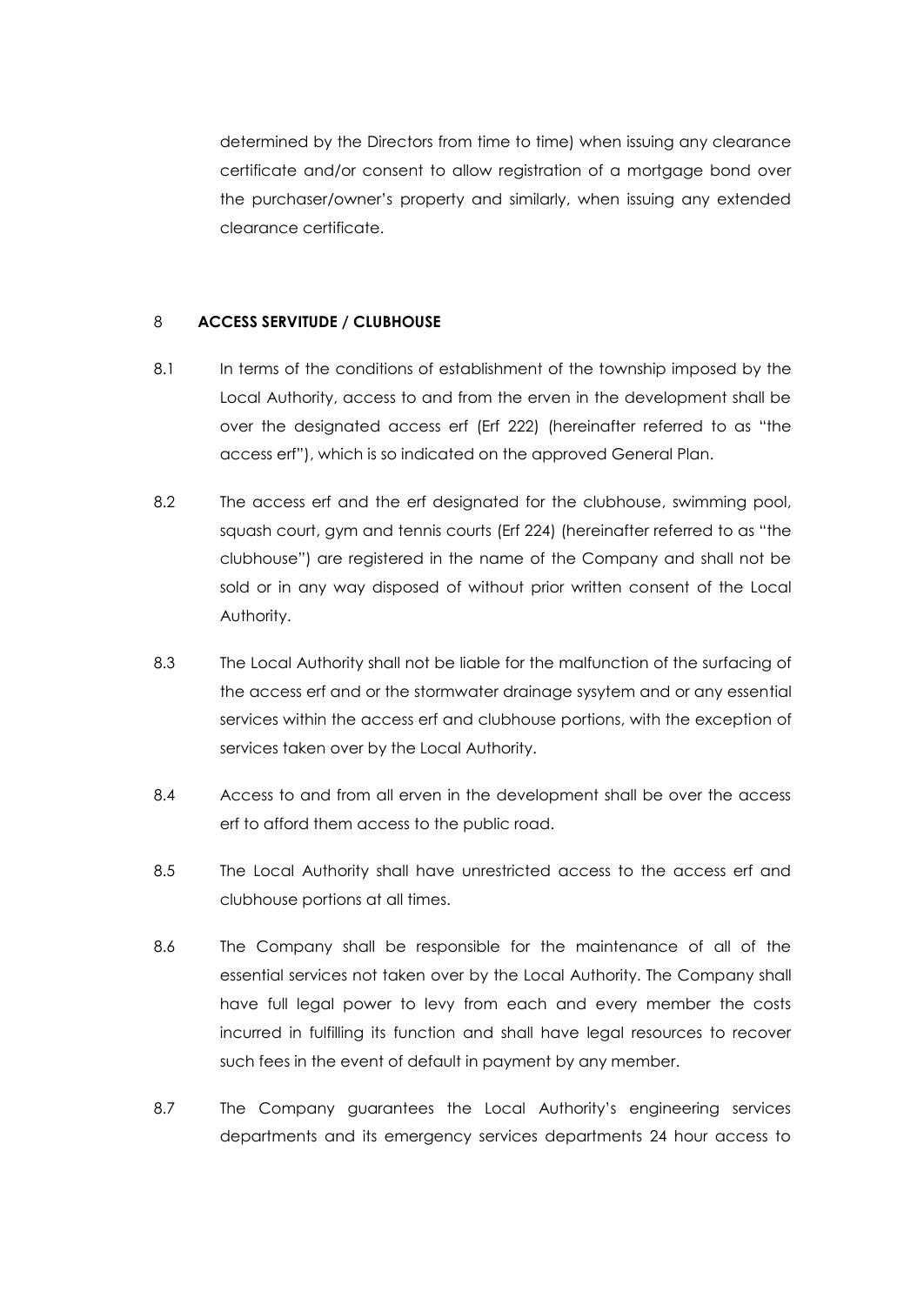determined by the Directors from time to time) when issuing any clearance certificate and/or consent to allow registration of a mortgage bond over the purchaser/owner's property and similarly, when issuing any extended clearance certificate.

8 **ACCESS SERVITUDE / CLUBHOUSE**

8.1 In terms of the conditions of establishment of the township imposed by the Local Authority, access to and from the erven in the development shall be over the designated access erf (Erf 222) (hereinafter referred to as "the access erf"), which is so indicated on the approved General Plan.

8.2 The access erf and the erf designated for the clubhouse, swimming pool, squash court, gym and tennis courts (Erf 224) (hereinafter referred to as "the clubhouse") are registered in the name of the Company and shall not be sold or in any way disposed of without prior written consent of the Local Authority.

8.3 The Local Authority shall not be liable for the malfunction of the surfacing of the access erf and or the stormwater drainage sysytem and or any essential services within the access erf and clubhouse portions, with the exception of services taken over by the Local Authority.

8.4 Access to and from all erven in the development shall be over the access erf to afford them access to the public road.

8.5 The Local Authority shall have unrestricted access to the access erf and clubhouse portions at all times.

8.6 The Company shall be responsible for the maintenance of all of the essential services not taken over by the Local Authority. The Company shall have full legal power to levy from each and every member the costs incurred in fulfilling its function and shall have legal resources to recover such fees in the event of default in payment by any member.

8.7 The Company guarantees the Local Authority's engineering services departments and its emergency services departments 24 hour access to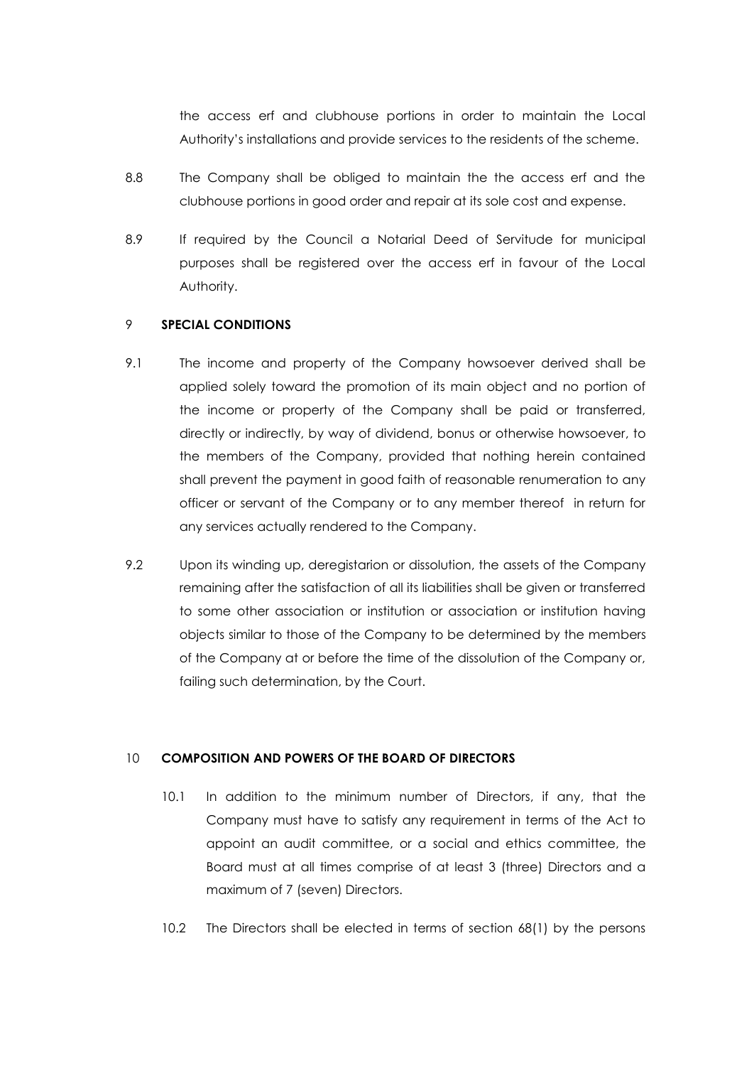the access erf and clubhouse portions in order to maintain the Local Authority's installations and provide services to the residents of the scheme.

8.8 The Company shall be obliged to maintain the the access erf and the clubhouse portions in good order and repair at its sole cost and expense.

8.9 If required by the Council a Notarial Deed of Servitude for municipal purposes shall be registered over the access erf in favour of the Local Authority.

9 **SPECIAL CONDITIONS**

9.1 The income and property of the Company howsoever derived shall be applied solely toward the promotion of its main object and no portion of the income or property of the Company shall be paid or transferred, directly or indirectly, by way of dividend, bonus or otherwise howsoever, to the members of the Company, provided that nothing herein contained shall prevent the payment in good faith of reasonable renumeration to any officer or servant of the Company or to any member thereof in return for any services actually rendered to the Company.

9.2 Upon its winding up, deregistarion or dissolution, the assets of the Company remaining after the satisfaction of all its liabilities shall be given or transferred to some other association or institution or association or institution having objects similar to those of the Company to be determined by the members of the Company at or before the time of the dissolution of the Company or, failing such determination, by the Court.

10 **COMPOSITION AND POWERS OF THE BOARD OF DIRECTORS**

10.1 In addition to the minimum number of Directors, if any, that the Company must have to satisfy any requirement in terms of the Act to appoint an audit committee, or a social and ethics committee, the Board must at all times comprise of at least 3 (three) Directors and a maximum of 7 (seven) Directors.

10.2 The Directors shall be elected in terms of section 68(1) by the persons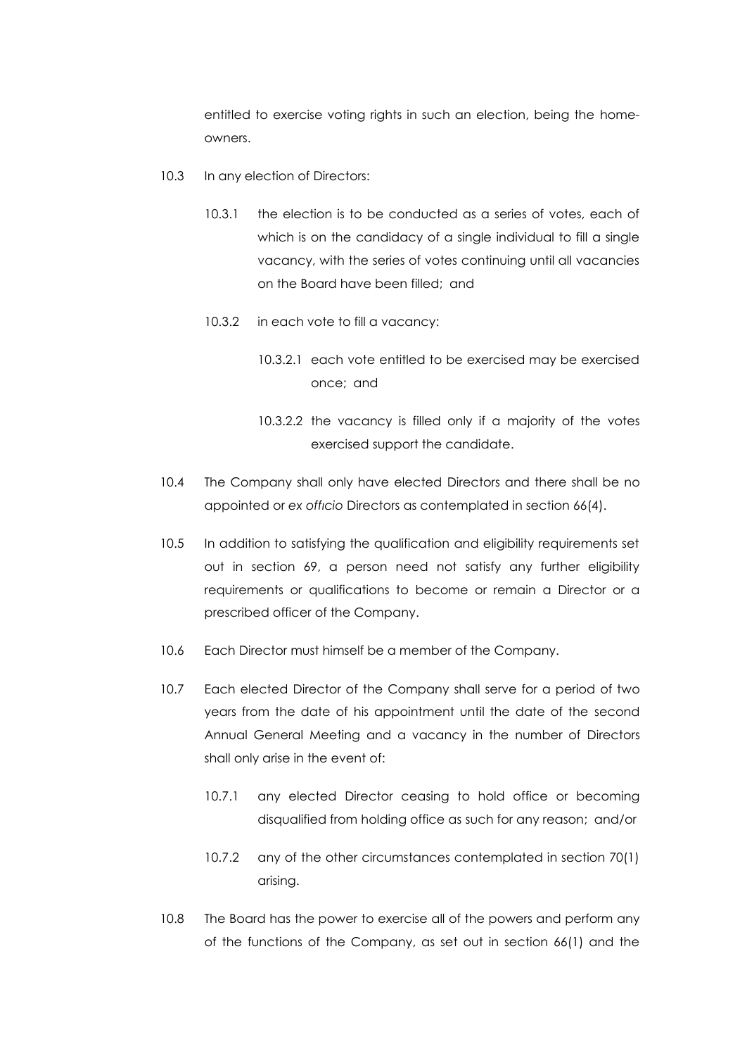entitled to exercise voting rights in such an election, being the home-owners.

10.3 In any election of Directors:

10.3.1 the election is to be conducted as a series of votes, each of which is on the candidacy of a single individual to fill a single vacancy, with the series of votes continuing until all vacancies on the Board have been filled; and

10.3.2 in each vote to fill a vacancy:

10.3.2.1 each vote entitled to be exercised may be exercised once; and

10.3.2.2 the vacancy is filled only if a majority of the votes exercised support the candidate.

10.4 The Company shall only have elected Directors and there shall be no appointed or *ex officio* Directors as contemplated in section 66(4).

10.5 In addition to satisfying the qualification and eligibility requirements set out in section 69, a person need not satisfy any further eligibility requirements or qualifications to become or remain a Director or a prescribed officer of the Company.

10.6 Each Director must himself be a member of the Company.

10.7 Each elected Director of the Company shall serve for a period of two years from the date of his appointment until the date of the second Annual General Meeting and a vacancy in the number of Directors shall only arise in the event of:

10.7.1 any elected Director ceasing to hold office or becoming disqualified from holding office as such for any reason; and/or

10.7.2 any of the other circumstances contemplated in section 70(1) arising.

10.8 The Board has the power to exercise all of the powers and perform any of the functions of the Company, as set out in section 66(1) and the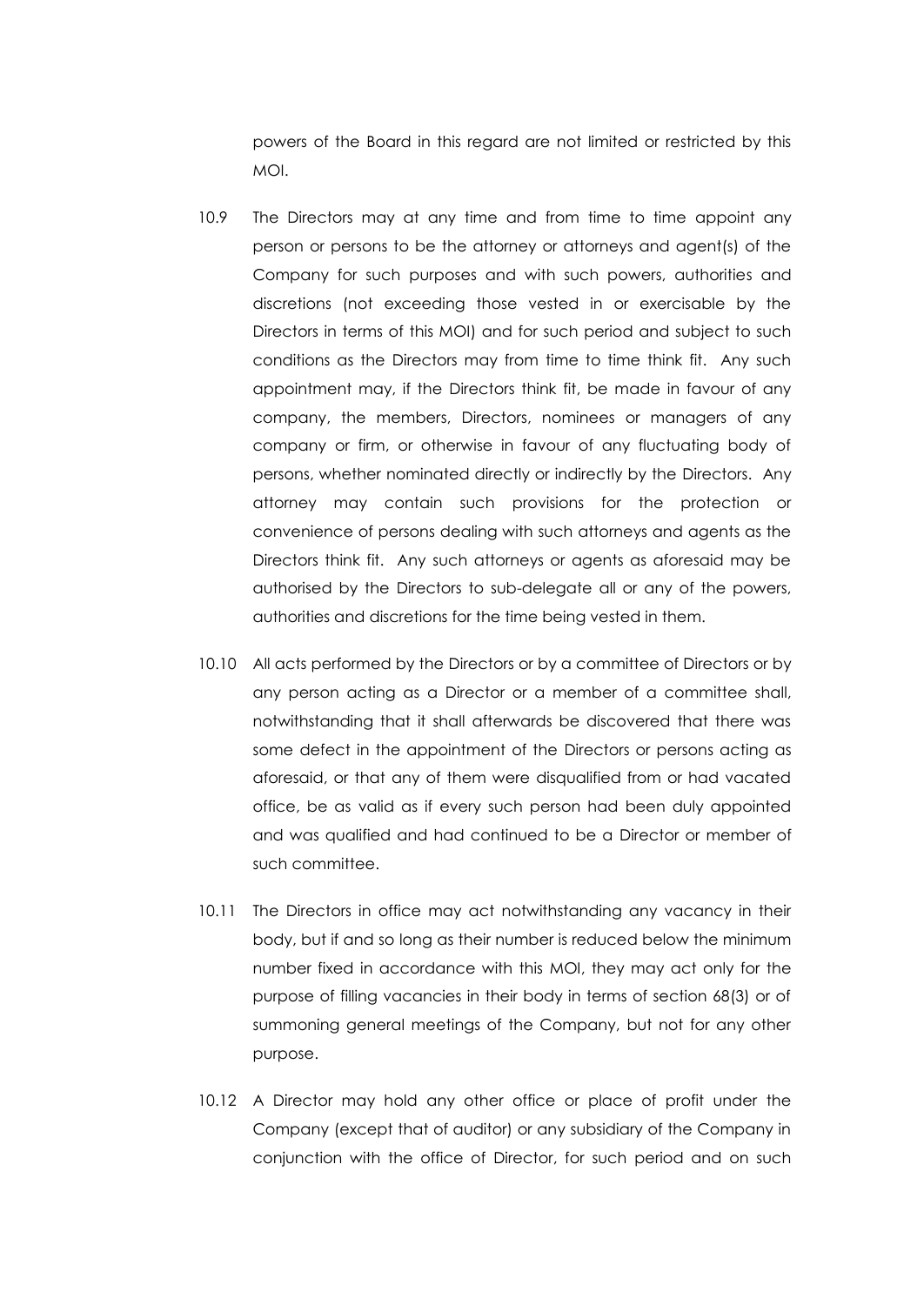powers of the Board in this regard are not limited or restricted by this MOI.

10.9 The Directors may at any time and from time to time appoint any person or persons to be the attorney or attorneys and agent(s) of the Company for such purposes and with such powers, authorities and discretions (not exceeding those vested in or exercisable by the Directors in terms of this MOI) and for such period and subject to such conditions as the Directors may from time to time think fit. Any such appointment may, if the Directors think fit, be made in favour of any company, the members, Directors, nominees or managers of any company or firm, or otherwise in favour of any fluctuating body of persons, whether nominated directly or indirectly by the Directors. Any attorney may contain such provisions for the protection or convenience of persons dealing with such attorneys and agents as the Directors think fit. Any such attorneys or agents as aforesaid may be authorised by the Directors to sub-delegate all or any of the powers, authorities and discretions for the time being vested in them.

10.10 All acts performed by the Directors or by a committee of Directors or by any person acting as a Director or a member of a committee shall, notwithstanding that it shall afterwards be discovered that there was some defect in the appointment of the Directors or persons acting as aforesaid, or that any of them were disqualified from or had vacated office, be as valid as if every such person had been duly appointed and was qualified and had continued to be a Director or member of such committee.

10.11 The Directors in office may act notwithstanding any vacancy in their body, but if and so long as their number is reduced below the minimum number fixed in accordance with this MOI, they may act only for the purpose of filling vacancies in their body in terms of section 68(3) or of summoning general meetings of the Company, but not for any other purpose.

10.12 A Director may hold any other office or place of profit under the Company (except that of auditor) or any subsidiary of the Company in conjunction with the office of Director, for such period and on such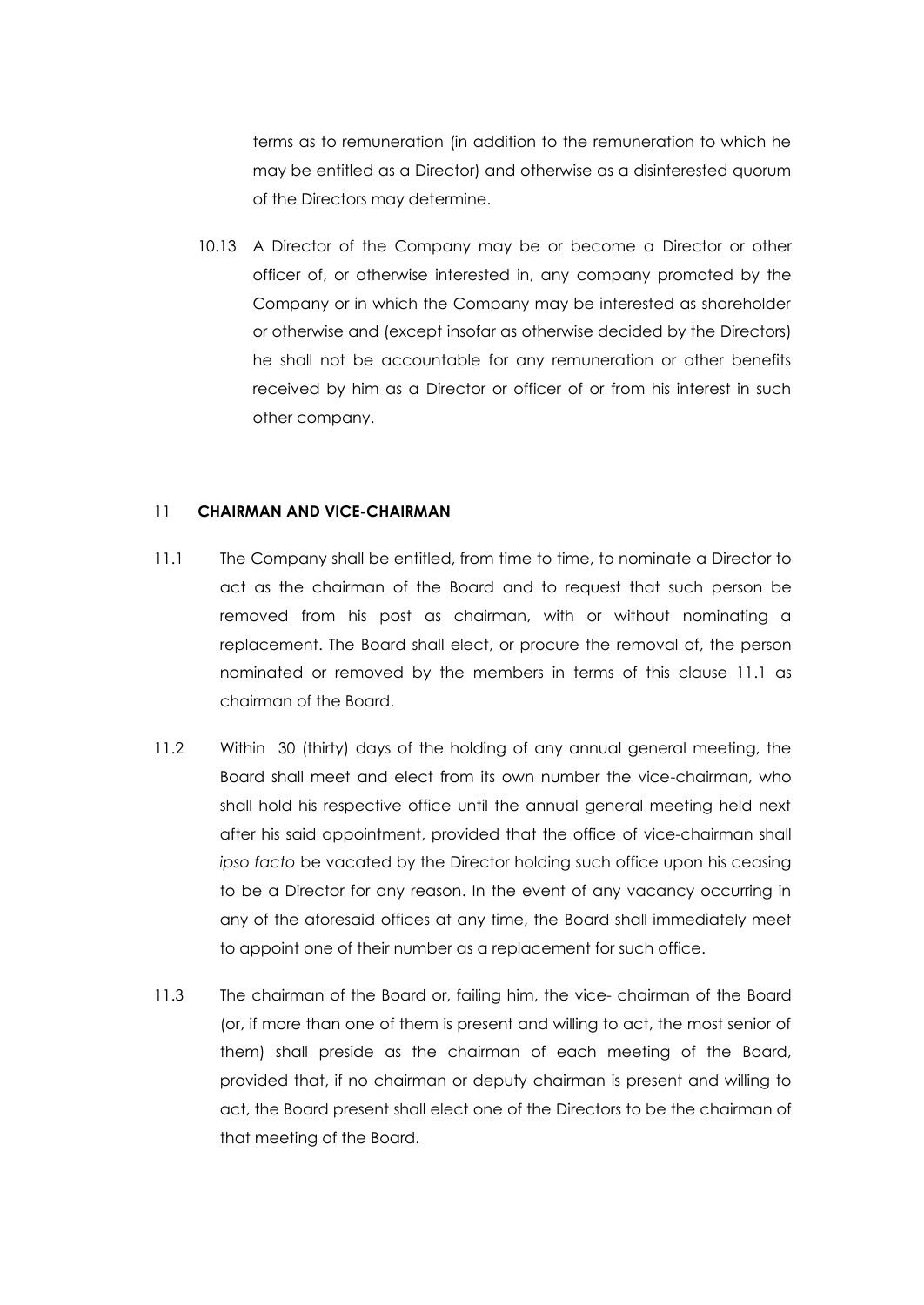terms as to remuneration (in addition to the remuneration to which he may be entitled as a Director) and otherwise as a disinterested quorum of the Directors may determine.

10.13 A Director of the Company may be or become a Director or other officer of, or otherwise interested in, any company promoted by the Company or in which the Company may be interested as shareholder or otherwise and (except insofar as otherwise decided by the Directors) he shall not be accountable for any remuneration or other benefits received by him as a Director or officer of or from his interest in such other company.

## 11 CHAIRMAN AND VICE-CHAIRMAN

11.1 The Company shall be entitled, from time to time, to nominate a Director to act as the chairman of the Board and to request that such person be removed from his post as chairman, with or without nominating a replacement. The Board shall elect, or procure the removal of, the person nominated or removed by the members in terms of this clause 11.1 as chairman of the Board.

11.2 Within 30 (thirty) days of the holding of any annual general meeting, the Board shall meet and elect from its own number the vice-chairman, who shall hold his respective office until the annual general meeting held next after his said appointment, provided that the office of vice-chairman shall *ipso facto* be vacated by the Director holding such office upon his ceasing to be a Director for any reason. In the event of any vacancy occurring in any of the aforesaid offices at any time, the Board shall immediately meet to appoint one of their number as a replacement for such office.

11.3 The chairman of the Board or, failing him, the vice- chairman of the Board (or, if more than one of them is present and willing to act, the most senior of them) shall preside as the chairman of each meeting of the Board, provided that, if no chairman or deputy chairman is present and willing to act, the Board present shall elect one of the Directors to be the chairman of that meeting of the Board.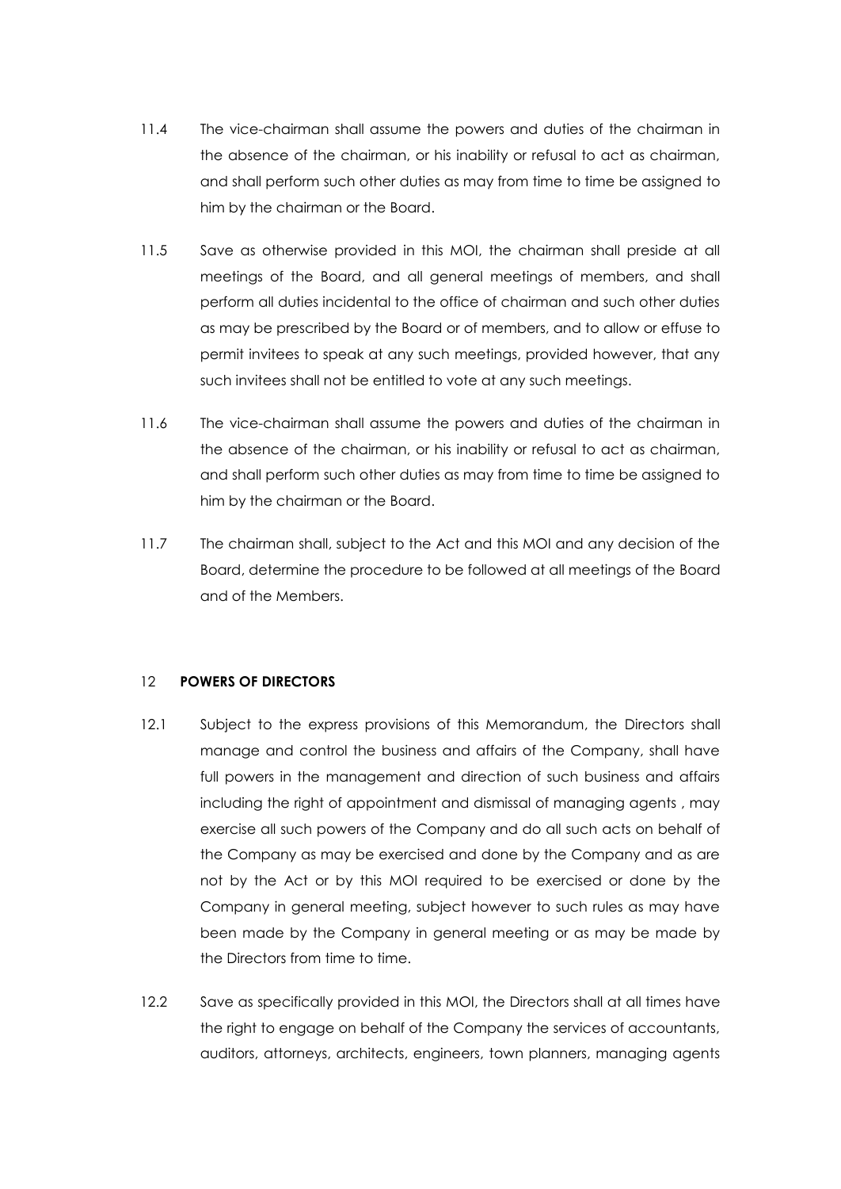11.4 The vice-chairman shall assume the powers and duties of the chairman in the absence of the chairman, or his inability or refusal to act as chairman, and shall perform such other duties as may from time to time be assigned to him by the chairman or the Board.

11.5 Save as otherwise provided in this MOI, the chairman shall preside at all meetings of the Board, and all general meetings of members, and shall perform all duties incidental to the office of chairman and such other duties as may be prescribed by the Board or of members, and to allow or effuse to permit invitees to speak at any such meetings, provided however, that any such invitees shall not be entitled to vote at any such meetings.

11.6 The vice-chairman shall assume the powers and duties of the chairman in the absence of the chairman, or his inability or refusal to act as chairman, and shall perform such other duties as may from time to time be assigned to him by the chairman or the Board.

11.7 The chairman shall, subject to the Act and this MOI and any decision of the Board, determine the procedure to be followed at all meetings of the Board and of the Members.

## 12 POWERS OF DIRECTORS

12.1 Subject to the express provisions of this Memorandum, the Directors shall manage and control the business and affairs of the Company, shall have full powers in the management and direction of such business and affairs including the right of appointment and dismissal of managing agents , may exercise all such powers of the Company and do all such acts on behalf of the Company as may be exercised and done by the Company and as are not by the Act or by this MOI required to be exercised or done by the Company in general meeting, subject however to such rules as may have been made by the Company in general meeting or as may be made by the Directors from time to time.

12.2 Save as specifically provided in this MOI, the Directors shall at all times have the right to engage on behalf of the Company the services of accountants, auditors, attorneys, architects, engineers, town planners, managing agents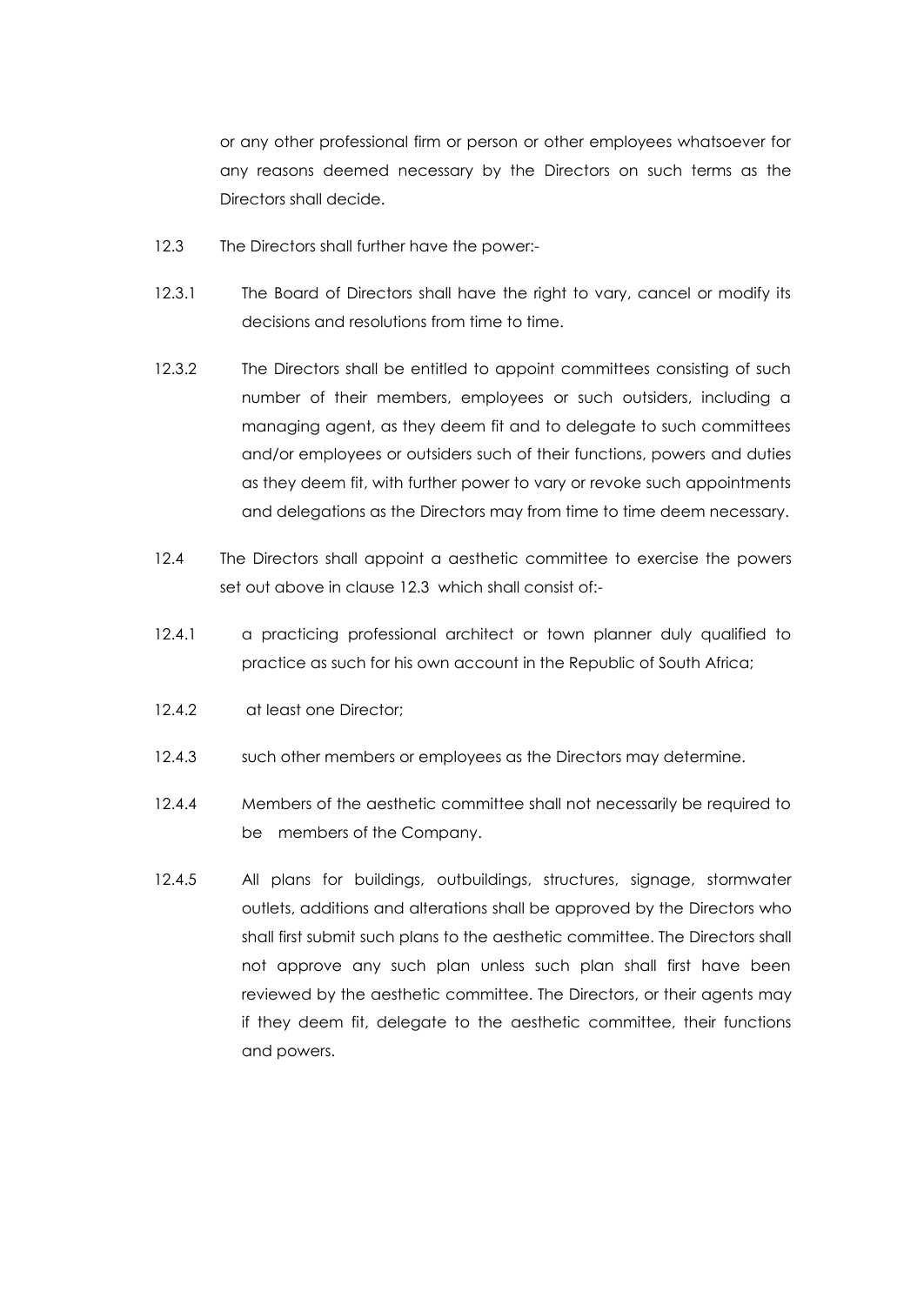or any other professional firm or person or other employees whatsoever for any reasons deemed necessary by the Directors on such terms as the Directors shall decide.

12.3 The Directors shall further have the power:-

12.3.1 The Board of Directors shall have the right to vary, cancel or modify its decisions and resolutions from time to time.

12.3.2 The Directors shall be entitled to appoint committees consisting of such number of their members, employees or such outsiders, including a managing agent, as they deem fit and to delegate to such committees and/or employees or outsiders such of their functions, powers and duties as they deem fit, with further power to vary or revoke such appointments and delegations as the Directors may from time to time deem necessary.

12.4 The Directors shall appoint a aesthetic committee to exercise the powers set out above in clause 12.3 which shall consist of:-

12.4.1 a practicing professional architect or town planner duly qualified to practice as such for his own account in the Republic of South Africa;

12.4.2 at least one Director;

12.4.3 such other members or employees as the Directors may determine.

12.4.4 Members of the aesthetic committee shall not necessarily be required to be members of the Company.

12.4.5 All plans for buildings, outbuildings, structures, signage, stormwater outlets, additions and alterations shall be approved by the Directors who shall first submit such plans to the aesthetic committee. The Directors shall not approve any such plan unless such plan shall first have been reviewed by the aesthetic committee. The Directors, or their agents may if they deem fit, delegate to the aesthetic committee, their functions and powers.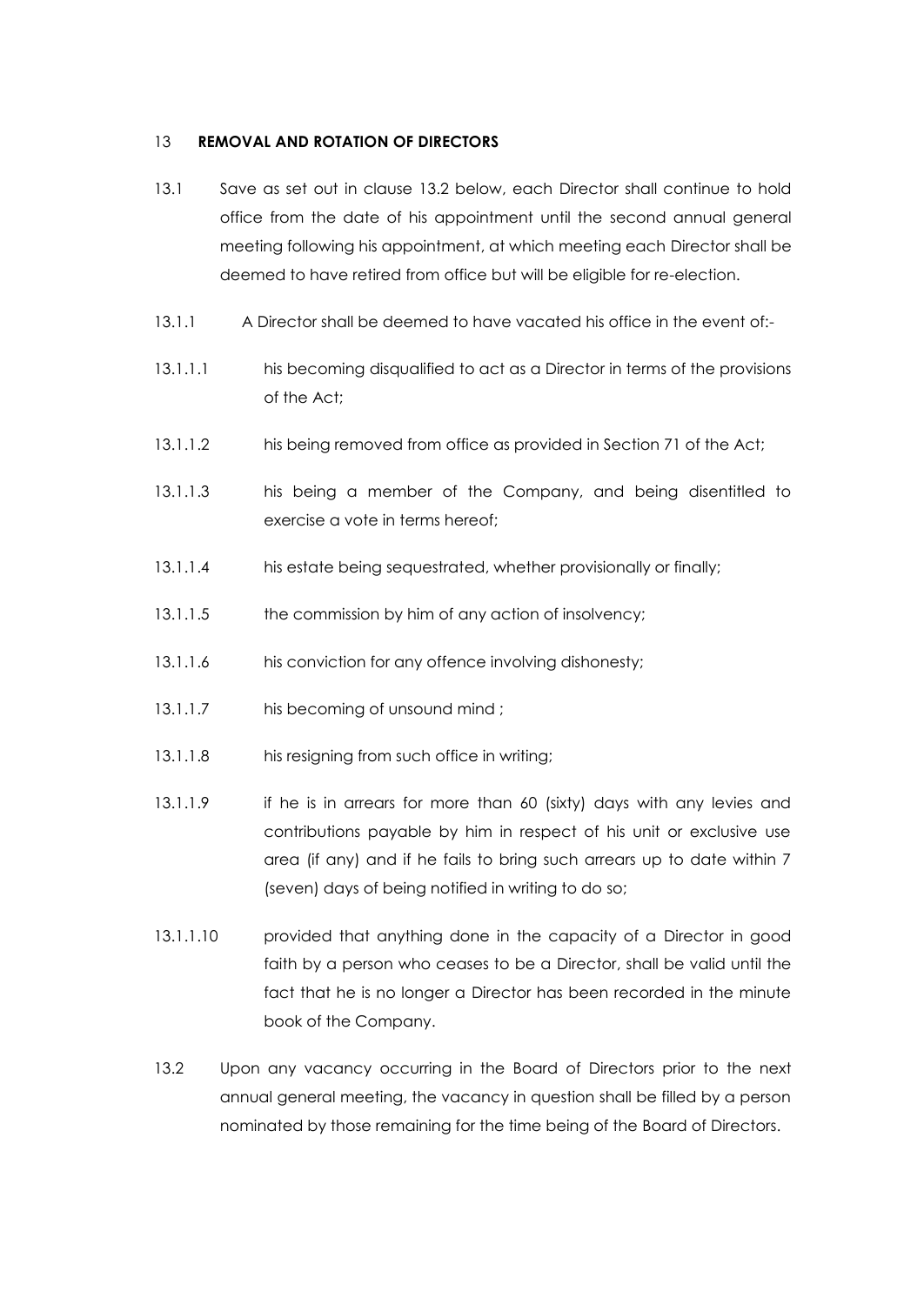## 13 REMOVAL AND ROTATION OF DIRECTORS

13.1 Save as set out in clause 13.2 below, each Director shall continue to hold office from the date of his appointment until the second annual general meeting following his appointment, at which meeting each Director shall be deemed to have retired from office but will be eligible for re-election.

13.1.1 A Director shall be deemed to have vacated his office in the event of:-

13.1.1.1 his becoming disqualified to act as a Director in terms of the provisions of the Act;

13.1.1.2 his being removed from office as provided in Section 71 of the Act;

13.1.1.3 his being a member of the Company, and being disentitled to exercise a vote in terms hereof;

13.1.1.4 his estate being sequestrated, whether provisionally or finally;

13.1.1.5 the commission by him of any action of insolvency;

13.1.1.6 his conviction for any offence involving dishonesty;

13.1.1.7 his becoming of unsound mind ;

13.1.1.8 his resigning from such office in writing;

13.1.1.9 if he is in arrears for more than 60 (sixty) days with any levies and contributions payable by him in respect of his unit or exclusive use area (if any) and if he fails to bring such arrears up to date within 7 (seven) days of being notified in writing to do so;

13.1.1.10 provided that anything done in the capacity of a Director in good faith by a person who ceases to be a Director, shall be valid until the fact that he is no longer a Director has been recorded in the minute book of the Company.

13.2 Upon any vacancy occurring in the Board of Directors prior to the next annual general meeting, the vacancy in question shall be filled by a person nominated by those remaining for the time being of the Board of Directors.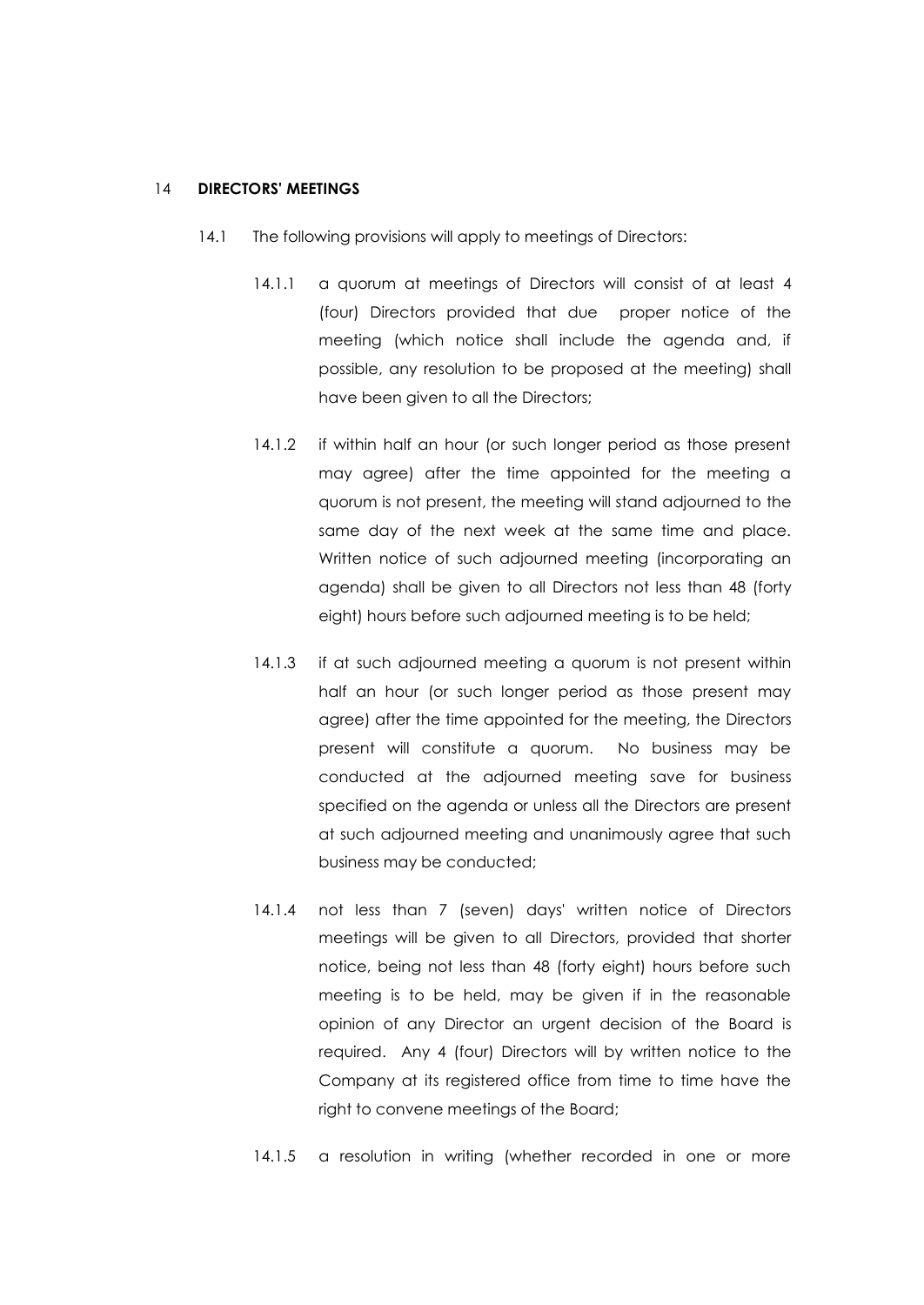## 14 **DIRECTORS' MEETINGS**

14.1 The following provisions will apply to meetings of Directors:

14.1.1 a quorum at meetings of Directors will consist of at least 4 (four) Directors provided that due proper notice of the meeting (which notice shall include the agenda and, if possible, any resolution to be proposed at the meeting) shall have been given to all the Directors;

14.1.2 if within half an hour (or such longer period as those present may agree) after the time appointed for the meeting a quorum is not present, the meeting will stand adjourned to the same day of the next week at the same time and place. Written notice of such adjourned meeting (incorporating an agenda) shall be given to all Directors not less than 48 (forty eight) hours before such adjourned meeting is to be held;

14.1.3 if at such adjourned meeting a quorum is not present within half an hour (or such longer period as those present may agree) after the time appointed for the meeting, the Directors present will constitute a quorum. No business may be conducted at the adjourned meeting save for business specified on the agenda or unless all the Directors are present at such adjourned meeting and unanimously agree that such business may be conducted;

14.1.4 not less than 7 (seven) days' written notice of Directors meetings will be given to all Directors, provided that shorter notice, being not less than 48 (forty eight) hours before such meeting is to be held, may be given if in the reasonable opinion of any Director an urgent decision of the Board is required. Any 4 (four) Directors will by written notice to the Company at its registered office from time to time have the right to convene meetings of the Board;

14.1.5 a resolution in writing (whether recorded in one or more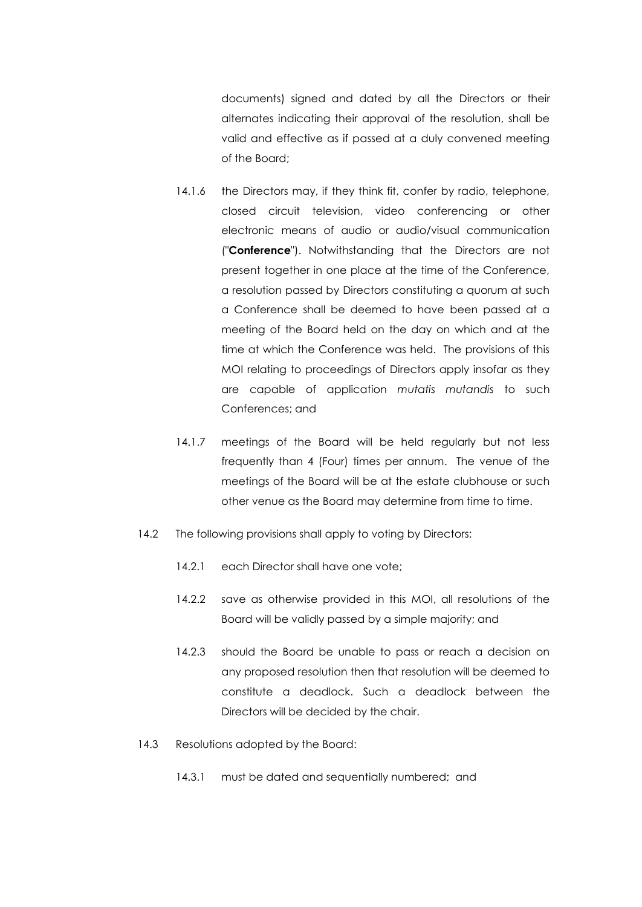documents) signed and dated by all the Directors or their alternates indicating their approval of the resolution, shall be valid and effective as if passed at a duly convened meeting of the Board;

14.1.6 the Directors may, if they think fit, confer by radio, telephone, closed circuit television, video conferencing or other electronic means of audio or audio/visual communication ("**Conference**"). Notwithstanding that the Directors are not present together in one place at the time of the Conference, a resolution passed by Directors constituting a quorum at such a Conference shall be deemed to have been passed at a meeting of the Board held on the day on which and at the time at which the Conference was held. The provisions of this MOI relating to proceedings of Directors apply insofar as they are capable of application *mutatis mutandis* to such Conferences; and

14.1.7 meetings of the Board will be held regularly but not less frequently than 4 (Four) times per annum. The venue of the meetings of the Board will be at the estate clubhouse or such other venue as the Board may determine from time to time.

14.2 The following provisions shall apply to voting by Directors:

14.2.1 each Director shall have one vote;

14.2.2 save as otherwise provided in this MOI, all resolutions of the Board will be validly passed by a simple majority; and

14.2.3 should the Board be unable to pass or reach a decision on any proposed resolution then that resolution will be deemed to constitute a deadlock. Such a deadlock between the Directors will be decided by the chair.

14.3 Resolutions adopted by the Board:

14.3.1 must be dated and sequentially numbered; and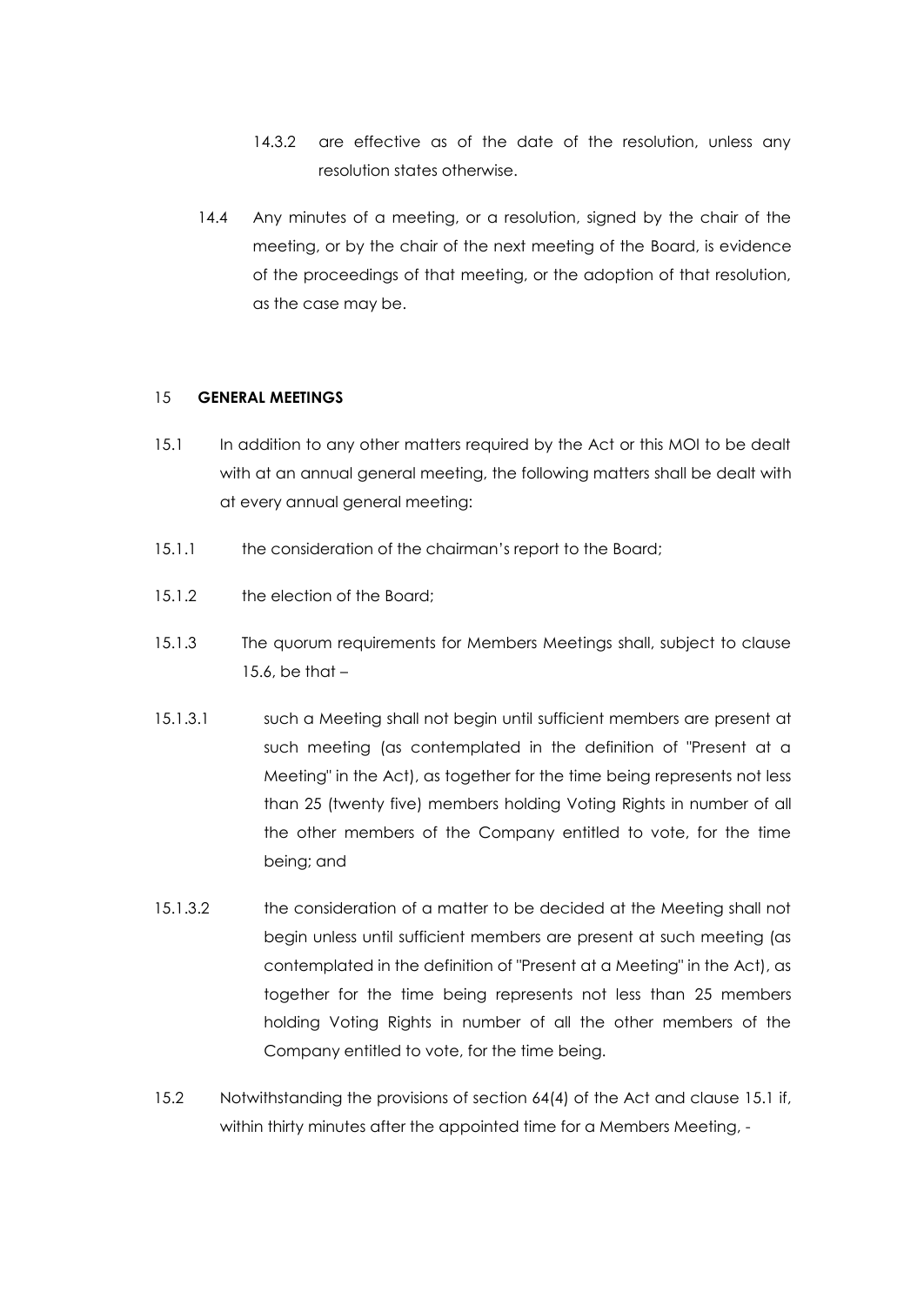14.3.2 are effective as of the date of the resolution, unless any resolution states otherwise.

14.4 Any minutes of a meeting, or a resolution, signed by the chair of the meeting, or by the chair of the next meeting of the Board, is evidence of the proceedings of that meeting, or the adoption of that resolution, as the case may be.

## 15 GENERAL MEETINGS

15.1 In addition to any other matters required by the Act or this MOI to be dealt with at an annual general meeting, the following matters shall be dealt with at every annual general meeting:

15.1.1 the consideration of the chairman's report to the Board;

15.1.2 the election of the Board;

15.1.3 The quorum requirements for Members Meetings shall, subject to clause 15.6, be that –

15.1.3.1 such a Meeting shall not begin until sufficient members are present at such meeting (as contemplated in the definition of "Present at a Meeting" in the Act), as together for the time being represents not less than 25 (twenty five) members holding Voting Rights in number of all the other members of the Company entitled to vote, for the time being; and

15.1.3.2 the consideration of a matter to be decided at the Meeting shall not begin unless until sufficient members are present at such meeting (as contemplated in the definition of "Present at a Meeting" in the Act), as together for the time being represents not less than 25 members holding Voting Rights in number of all the other members of the Company entitled to vote, for the time being.

15.2 Notwithstanding the provisions of section 64(4) of the Act and clause 15.1 if, within thirty minutes after the appointed time for a Members Meeting, -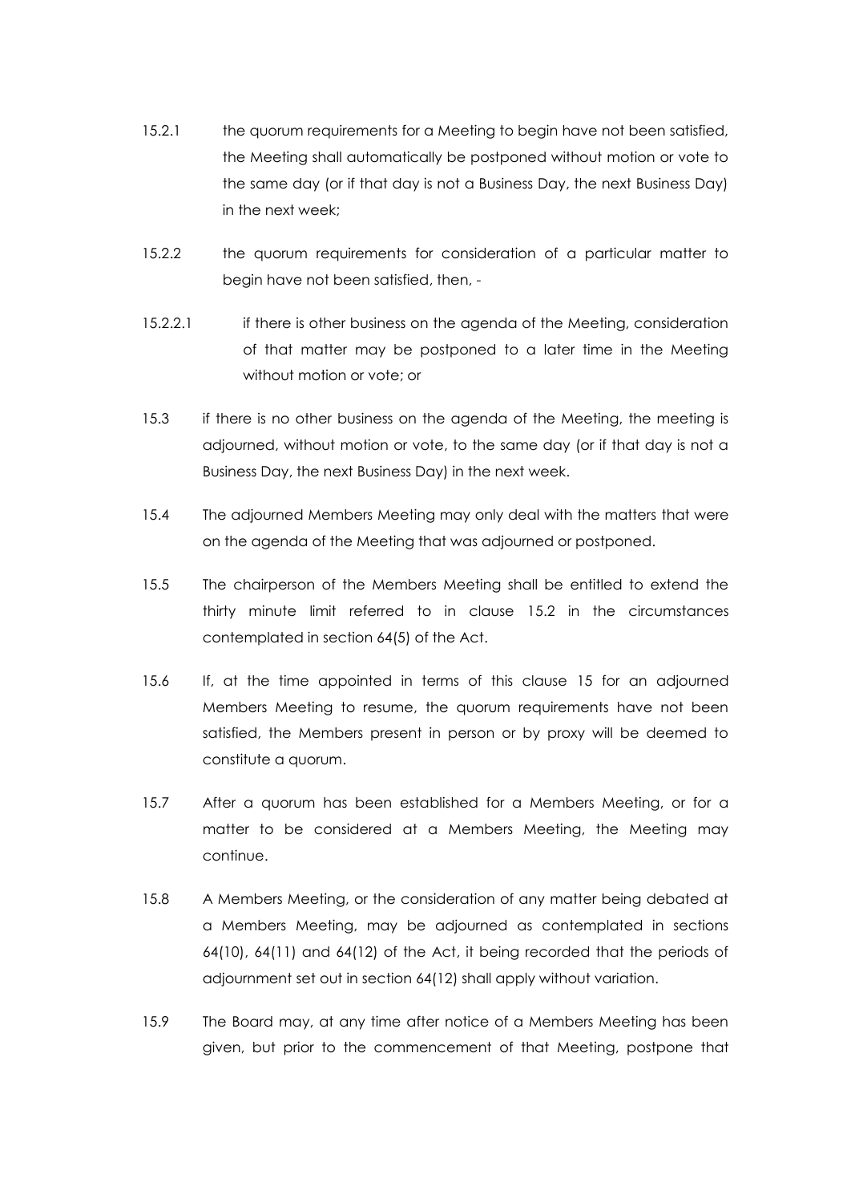15.2.1 the quorum requirements for a Meeting to begin have not been satisfied, the Meeting shall automatically be postponed without motion or vote to the same day (or if that day is not a Business Day, the next Business Day) in the next week;

15.2.2 the quorum requirements for consideration of a particular matter to begin have not been satisfied, then, -

15.2.2.1 if there is other business on the agenda of the Meeting, consideration of that matter may be postponed to a later time in the Meeting without motion or vote; or

15.3 if there is no other business on the agenda of the Meeting, the meeting is adjourned, without motion or vote, to the same day (or if that day is not a Business Day, the next Business Day) in the next week.

15.4 The adjourned Members Meeting may only deal with the matters that were on the agenda of the Meeting that was adjourned or postponed.

15.5 The chairperson of the Members Meeting shall be entitled to extend the thirty minute limit referred to in clause 15.2 in the circumstances contemplated in section 64(5) of the Act.

15.6 If, at the time appointed in terms of this clause 15 for an adjourned Members Meeting to resume, the quorum requirements have not been satisfied, the Members present in person or by proxy will be deemed to constitute a quorum.

15.7 After a quorum has been established for a Members Meeting, or for a matter to be considered at a Members Meeting, the Meeting may continue.

15.8 A Members Meeting, or the consideration of any matter being debated at a Members Meeting, may be adjourned as contemplated in sections 64(10), 64(11) and 64(12) of the Act, it being recorded that the periods of adjournment set out in section 64(12) shall apply without variation.

15.9 The Board may, at any time after notice of a Members Meeting has been given, but prior to the commencement of that Meeting, postpone that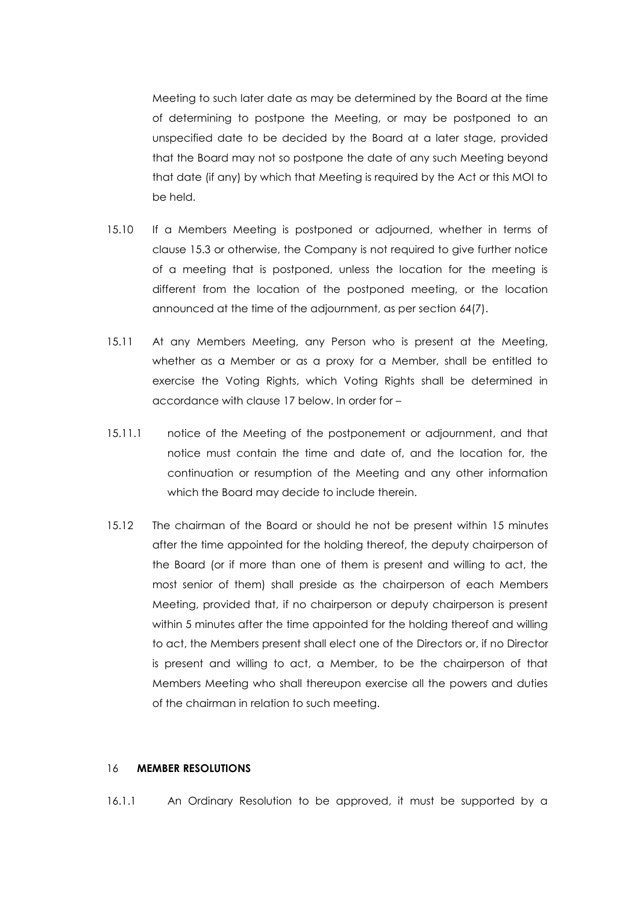Meeting to such later date as may be determined by the Board at the time of determining to postpone the Meeting, or may be postponed to an unspecified date to be decided by the Board at a later stage, provided that the Board may not so postpone the date of any such Meeting beyond that date (if any) by which that Meeting is required by the Act or this MOI to be held.

15.10 If a Members Meeting is postponed or adjourned, whether in terms of clause 15.3 or otherwise, the Company is not required to give further notice of a meeting that is postponed, unless the location for the meeting is different from the location of the postponed meeting, or the location announced at the time of the adjournment, as per section 64(7).

15.11 At any Members Meeting, any Person who is present at the Meeting, whether as a Member or as a proxy for a Member, shall be entitled to exercise the Voting Rights, which Voting Rights shall be determined in accordance with clause 17 below. In order for –

15.11.1 notice of the Meeting of the postponement or adjournment, and that notice must contain the time and date of, and the location for, the continuation or resumption of the Meeting and any other information which the Board may decide to include therein.

15.12 The chairman of the Board or should he not be present within 15 minutes after the time appointed for the holding thereof, the deputy chairperson of the Board (or if more than one of them is present and willing to act, the most senior of them) shall preside as the chairperson of each Members Meeting, provided that, if no chairperson or deputy chairperson is present within 5 minutes after the time appointed for the holding thereof and willing to act, the Members present shall elect one of the Directors or, if no Director is present and willing to act, a Member, to be the chairperson of that Members Meeting who shall thereupon exercise all the powers and duties of the chairman in relation to such meeting.

## 16 MEMBER RESOLUTIONS

16.1.1 An Ordinary Resolution to be approved, it must be supported by a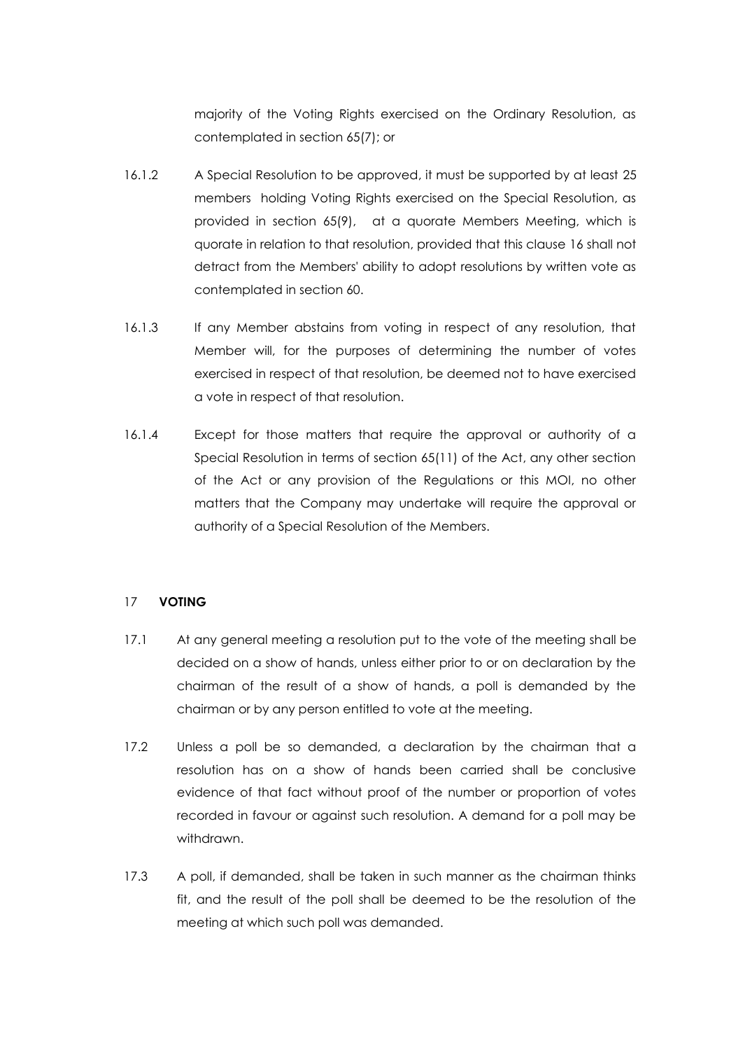majority of the Voting Rights exercised on the Ordinary Resolution, as contemplated in section 65(7); or

16.1.2 A Special Resolution to be approved, it must be supported by at least 25 members holding Voting Rights exercised on the Special Resolution, as provided in section 65(9), at a quorate Members Meeting, which is quorate in relation to that resolution, provided that this clause 16 shall not detract from the Members' ability to adopt resolutions by written vote as contemplated in section 60.

16.1.3 If any Member abstains from voting in respect of any resolution, that Member will, for the purposes of determining the number of votes exercised in respect of that resolution, be deemed not to have exercised a vote in respect of that resolution.

16.1.4 Except for those matters that require the approval or authority of a Special Resolution in terms of section 65(11) of the Act, any other section of the Act or any provision of the Regulations or this MOI, no other matters that the Company may undertake will require the approval or authority of a Special Resolution of the Members.

## 17 **VOTING**

17.1 At any general meeting a resolution put to the vote of the meeting shall be decided on a show of hands, unless either prior to or on declaration by the chairman of the result of a show of hands, a poll is demanded by the chairman or by any person entitled to vote at the meeting.

17.2 Unless a poll be so demanded, a declaration by the chairman that a resolution has on a show of hands been carried shall be conclusive evidence of that fact without proof of the number or proportion of votes recorded in favour or against such resolution. A demand for a poll may be withdrawn.

17.3 A poll, if demanded, shall be taken in such manner as the chairman thinks fit, and the result of the poll shall be deemed to be the resolution of the meeting at which such poll was demanded.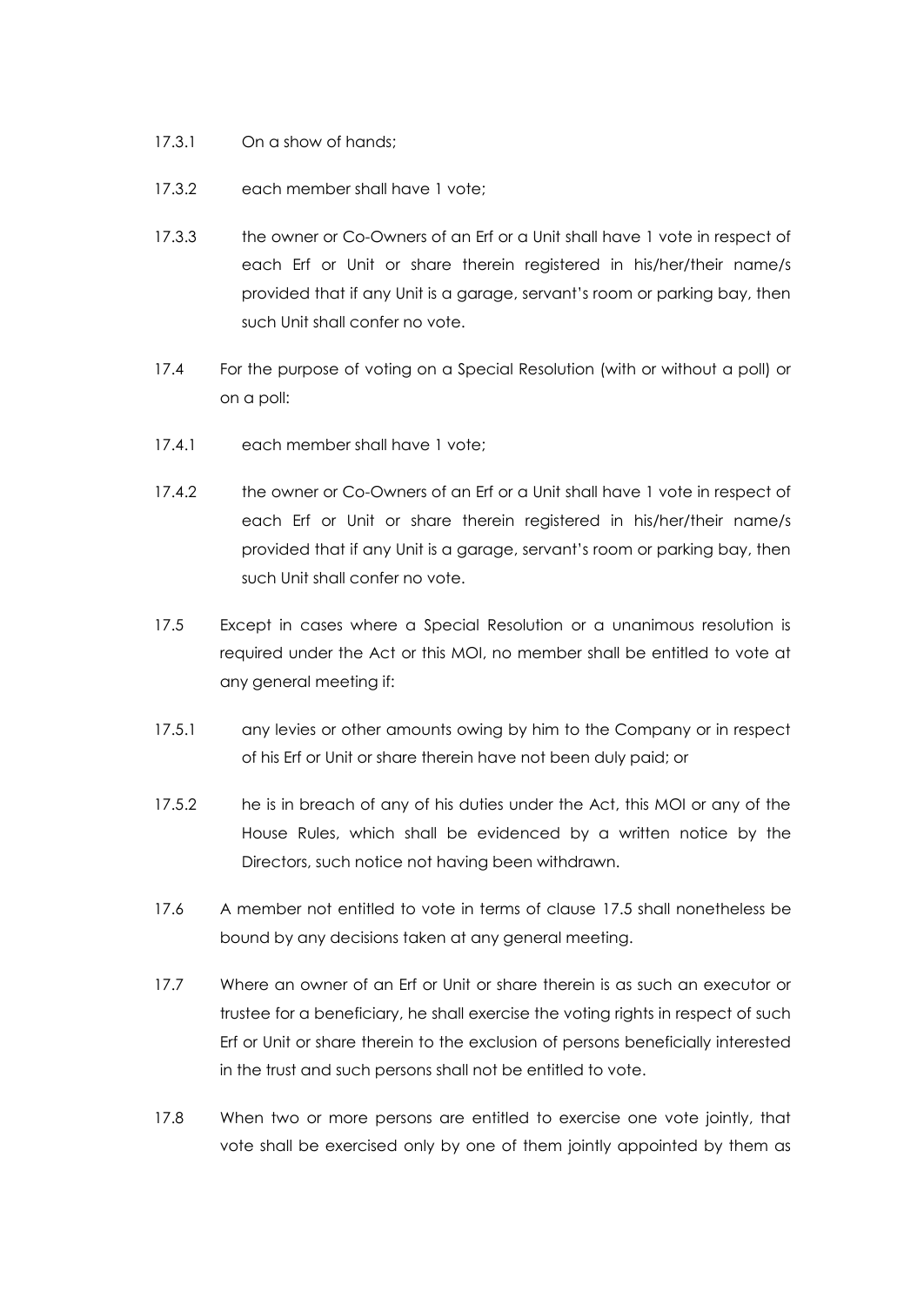17.3.1 On a show of hands;

17.3.2 each member shall have 1 vote;

17.3.3 the owner or Co-Owners of an Erf or a Unit shall have 1 vote in respect of each Erf or Unit or share therein registered in his/her/their name/s provided that if any Unit is a garage, servant's room or parking bay, then such Unit shall confer no vote.

17.4 For the purpose of voting on a Special Resolution (with or without a poll) or on a poll:

17.4.1 each member shall have 1 vote;

17.4.2 the owner or Co-Owners of an Erf or a Unit shall have 1 vote in respect of each Erf or Unit or share therein registered in his/her/their name/s provided that if any Unit is a garage, servant's room or parking bay, then such Unit shall confer no vote.

17.5 Except in cases where a Special Resolution or a unanimous resolution is required under the Act or this MOI, no member shall be entitled to vote at any general meeting if:

17.5.1 any levies or other amounts owing by him to the Company or in respect of his Erf or Unit or share therein have not been duly paid; or

17.5.2 he is in breach of any of his duties under the Act, this MOI or any of the House Rules, which shall be evidenced by a written notice by the Directors, such notice not having been withdrawn.

17.6 A member not entitled to vote in terms of clause 17.5 shall nonetheless be bound by any decisions taken at any general meeting.

17.7 Where an owner of an Erf or Unit or share therein is as such an executor or trustee for a beneficiary, he shall exercise the voting rights in respect of such Erf or Unit or share therein to the exclusion of persons beneficially interested in the trust and such persons shall not be entitled to vote.

17.8 When two or more persons are entitled to exercise one vote jointly, that vote shall be exercised only by one of them jointly appointed by them as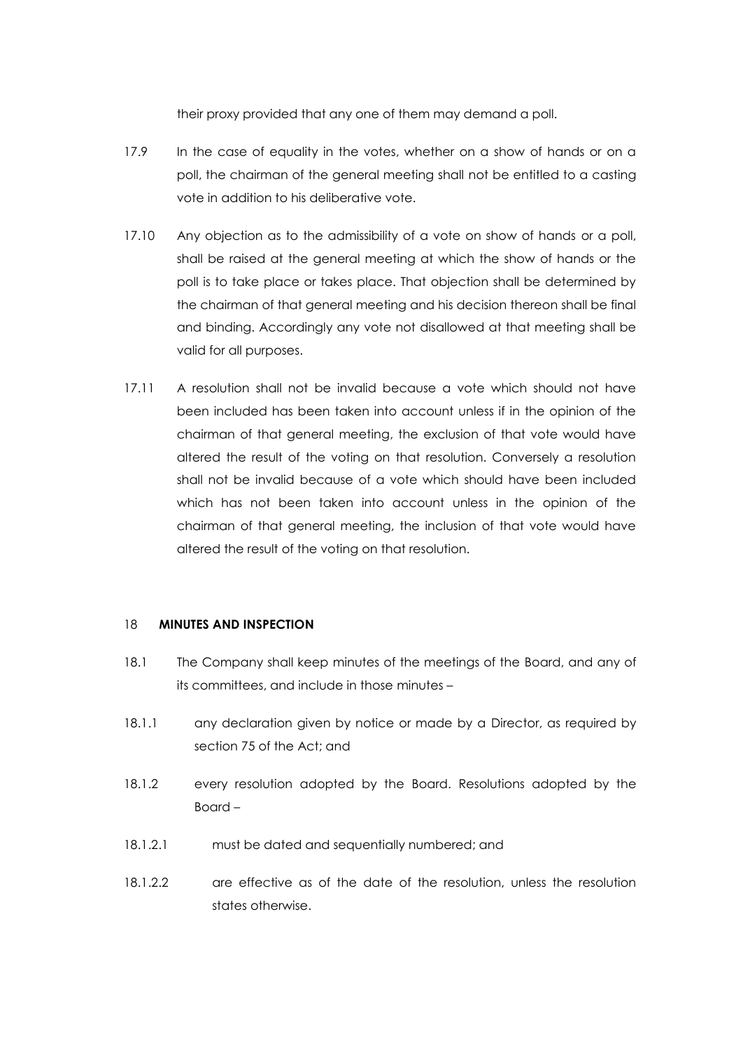their proxy provided that any one of them may demand a poll.

17.9 In the case of equality in the votes, whether on a show of hands or on a poll, the chairman of the general meeting shall not be entitled to a casting vote in addition to his deliberative vote.

17.10 Any objection as to the admissibility of a vote on show of hands or a poll, shall be raised at the general meeting at which the show of hands or the poll is to take place or takes place. That objection shall be determined by the chairman of that general meeting and his decision thereon shall be final and binding. Accordingly any vote not disallowed at that meeting shall be valid for all purposes.

17.11 A resolution shall not be invalid because a vote which should not have been included has been taken into account unless if in the opinion of the chairman of that general meeting, the exclusion of that vote would have altered the result of the voting on that resolution. Conversely a resolution shall not be invalid because of a vote which should have been included which has not been taken into account unless in the opinion of the chairman of that general meeting, the inclusion of that vote would have altered the result of the voting on that resolution.

## 18 MINUTES AND INSPECTION

18.1 The Company shall keep minutes of the meetings of the Board, and any of its committees, and include in those minutes –

18.1.1 any declaration given by notice or made by a Director, as required by section 75 of the Act; and

18.1.2 every resolution adopted by the Board. Resolutions adopted by the Board –

18.1.2.1 must be dated and sequentially numbered; and

18.1.2.2 are effective as of the date of the resolution, unless the resolution states otherwise.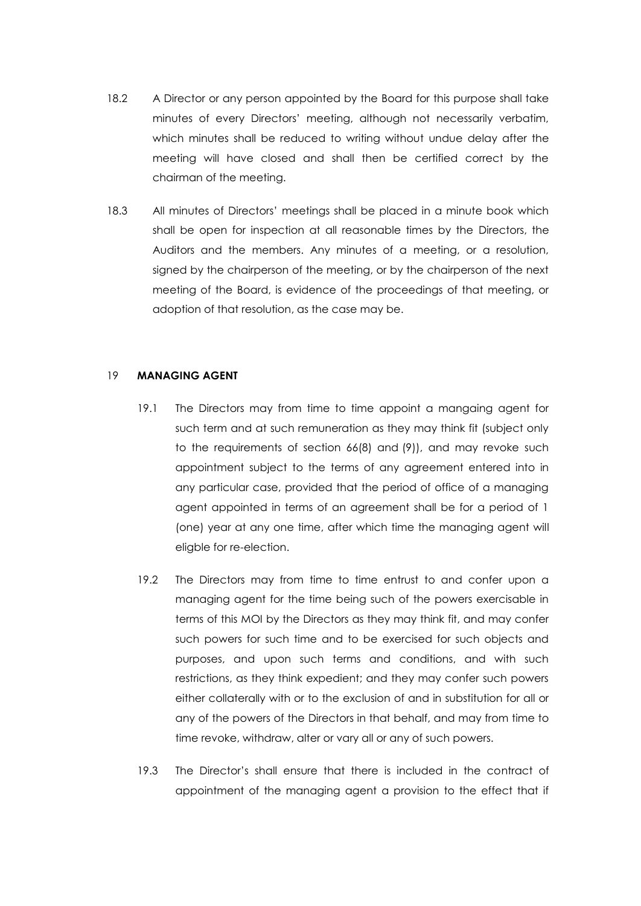18.2 A Director or any person appointed by the Board for this purpose shall take minutes of every Directors' meeting, although not necessarily verbatim, which minutes shall be reduced to writing without undue delay after the meeting will have closed and shall then be certified correct by the chairman of the meeting.

18.3 All minutes of Directors' meetings shall be placed in a minute book which shall be open for inspection at all reasonable times by the Directors, the Auditors and the members. Any minutes of a meeting, or a resolution, signed by the chairperson of the meeting, or by the chairperson of the next meeting of the Board, is evidence of the proceedings of that meeting, or adoption of that resolution, as the case may be.

## 19 MANAGING AGENT

19.1 The Directors may from time to time appoint a mangaing agent for such term and at such remuneration as they may think fit (subject only to the requirements of section 66(8) and (9)), and may revoke such appointment subject to the terms of any agreement entered into in any particular case, provided that the period of office of a managing agent appointed in terms of an agreement shall be for a period of 1 (one) year at any one time, after which time the managing agent will eligble for re-election.

19.2 The Directors may from time to time entrust to and confer upon a managing agent for the time being such of the powers exercisable in terms of this MOI by the Directors as they may think fit, and may confer such powers for such time and to be exercised for such objects and purposes, and upon such terms and conditions, and with such restrictions, as they think expedient; and they may confer such powers either collaterally with or to the exclusion of and in substitution for all or any of the powers of the Directors in that behalf, and may from time to time revoke, withdraw, alter or vary all or any of such powers.

19.3 The Director's shall ensure that there is included in the contract of appointment of the managing agent a provision to the effect that if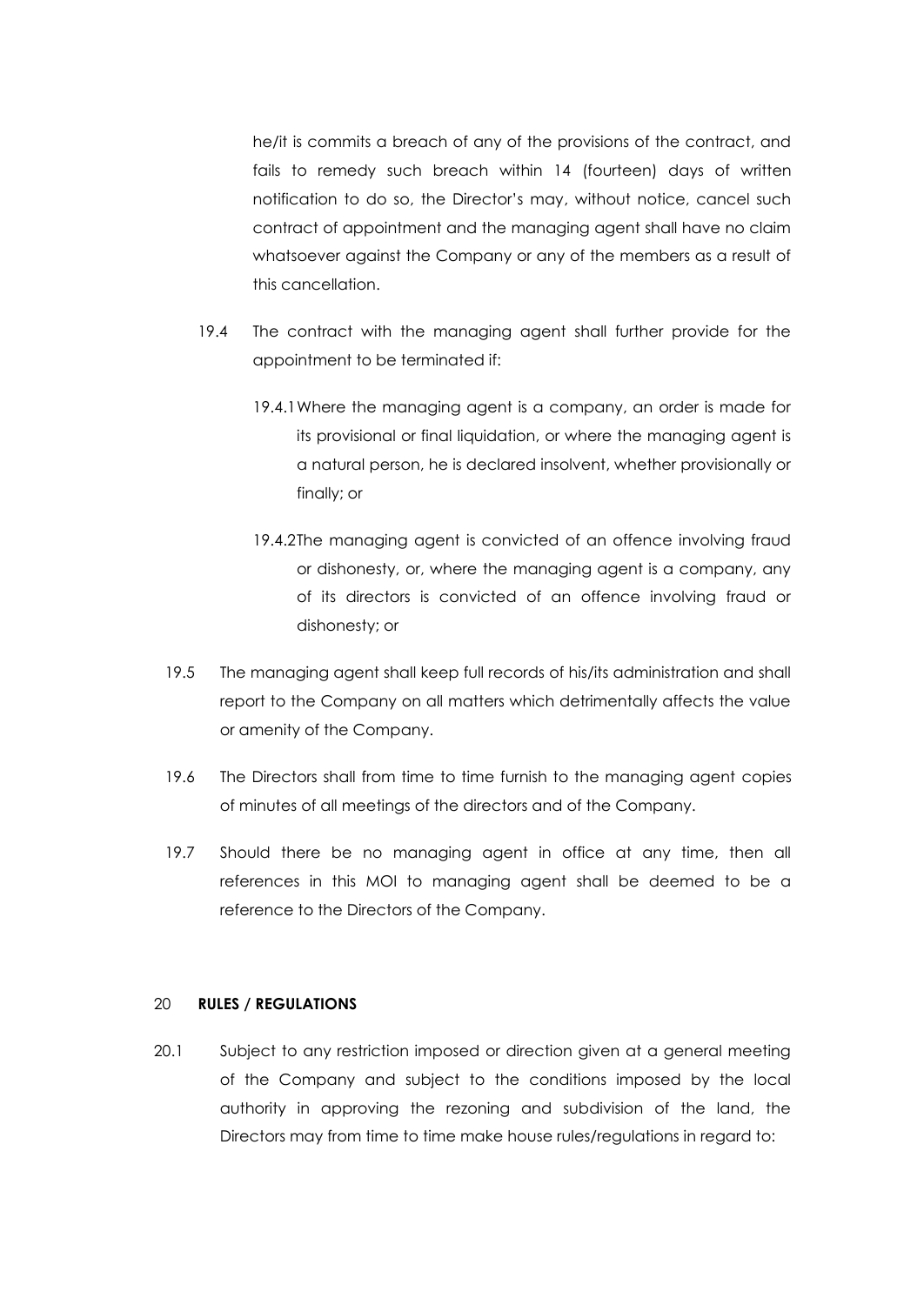he/it is commits a breach of any of the provisions of the contract, and fails to remedy such breach within 14 (fourteen) days of written notification to do so, the Director's may, without notice, cancel such contract of appointment and the managing agent shall have no claim whatsoever against the Company or any of the members as a result of this cancellation.

19.4 The contract with the managing agent shall further provide for the appointment to be terminated if:

19.4.1 Where the managing agent is a company, an order is made for its provisional or final liquidation, or where the managing agent is a natural person, he is declared insolvent, whether provisionally or finally; or

19.4.2 The managing agent is convicted of an offence involving fraud or dishonesty, or, where the managing agent is a company, any of its directors is convicted of an offence involving fraud or dishonesty; or

19.5 The managing agent shall keep full records of his/its administration and shall report to the Company on all matters which detrimentally affects the value or amenity of the Company.

19.6 The Directors shall from time to time furnish to the managing agent copies of minutes of all meetings of the directors and of the Company.

19.7 Should there be no managing agent in office at any time, then all references in this MOI to managing agent shall be deemed to be a reference to the Directors of the Company.

## 20 RULES / REGULATIONS

20.1 Subject to any restriction imposed or direction given at a general meeting of the Company and subject to the conditions imposed by the local authority in approving the rezoning and subdivision of the land, the Directors may from time to time make house rules/regulations in regard to: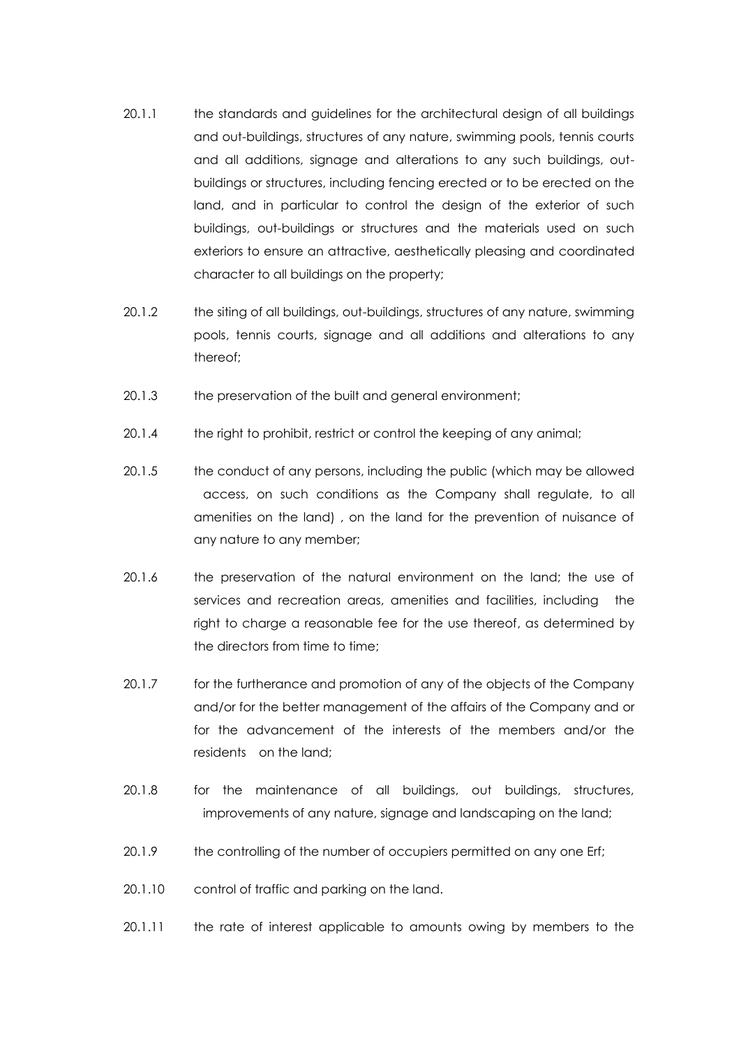20.1.1 the standards and guidelines for the architectural design of all buildings and out-buildings, structures of any nature, swimming pools, tennis courts and all additions, signage and alterations to any such buildings, out-buildings or structures, including fencing erected or to be erected on the land, and in particular to control the design of the exterior of such buildings, out-buildings or structures and the materials used on such exteriors to ensure an attractive, aesthetically pleasing and coordinated character to all buildings on the property;

20.1.2 the siting of all buildings, out-buildings, structures of any nature, swimming pools, tennis courts, signage and all additions and alterations to any thereof;

20.1.3 the preservation of the built and general environment;

20.1.4 the right to prohibit, restrict or control the keeping of any animal;

20.1.5 the conduct of any persons, including the public (which may be allowed access, on such conditions as the Company shall regulate, to all amenities on the land) , on the land for the prevention of nuisance of any nature to any member;

20.1.6 the preservation of the natural environment on the land; the use of services and recreation areas, amenities and facilities, including the right to charge a reasonable fee for the use thereof, as determined by the directors from time to time;

20.1.7 for the furtherance and promotion of any of the objects of the Company and/or for the better management of the affairs of the Company and or for the advancement of the interests of the members and/or the residents on the land;

20.1.8 for the maintenance of all buildings, out buildings, structures, improvements of any nature, signage and landscaping on the land;

20.1.9 the controlling of the number of occupiers permitted on any one Erf;

20.1.10 control of traffic and parking on the land.

20.1.11 the rate of interest applicable to amounts owing by members to the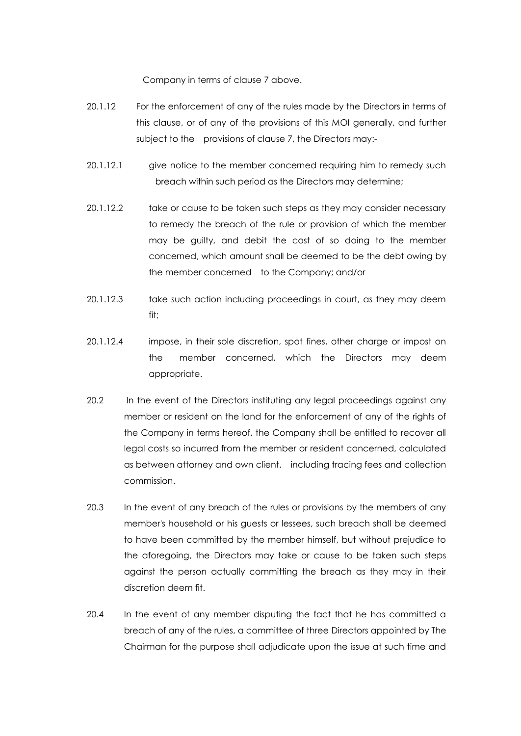Company in terms of clause 7 above.

20.1.12 For the enforcement of any of the rules made by the Directors in terms of this clause, or of any of the provisions of this MOI generally, and further subject to the provisions of clause 7, the Directors may:-

20.1.12.1 give notice to the member concerned requiring him to remedy such breach within such period as the Directors may determine;

20.1.12.2 take or cause to be taken such steps as they may consider necessary to remedy the breach of the rule or provision of which the member may be guilty, and debit the cost of so doing to the member concerned, which amount shall be deemed to be the debt owing by the member concerned to the Company; and/or

20.1.12.3 take such action including proceedings in court, as they may deem fit;

20.1.12.4 impose, in their sole discretion, spot fines, other charge or impost on the member concerned, which the Directors may deem appropriate.

20.2 In the event of the Directors instituting any legal proceedings against any member or resident on the land for the enforcement of any of the rights of the Company in terms hereof, the Company shall be entitled to recover all legal costs so incurred from the member or resident concerned, calculated as between attorney and own client, including tracing fees and collection commission.

20.3 In the event of any breach of the rules or provisions by the members of any member's household or his guests or lessees, such breach shall be deemed to have been committed by the member himself, but without prejudice to the aforegoing, the Directors may take or cause to be taken such steps against the person actually committing the breach as they may in their discretion deem fit.

20.4 In the event of any member disputing the fact that he has committed a breach of any of the rules, a committee of three Directors appointed by The Chairman for the purpose shall adjudicate upon the issue at such time and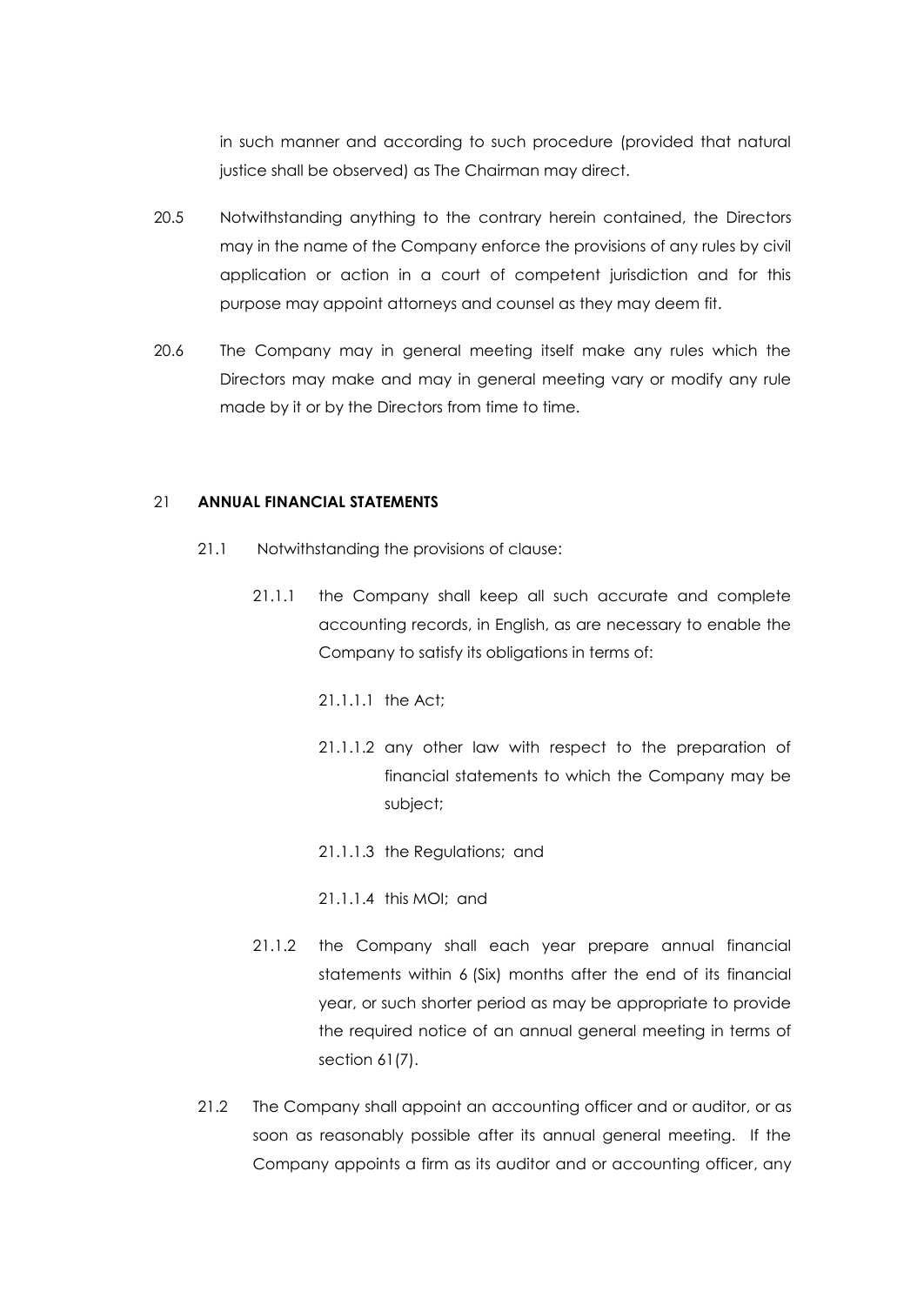in such manner and according to such procedure (provided that natural justice shall be observed) as The Chairman may direct.

20.5 Notwithstanding anything to the contrary herein contained, the Directors may in the name of the Company enforce the provisions of any rules by civil application or action in a court of competent jurisdiction and for this purpose may appoint attorneys and counsel as they may deem fit.

20.6 The Company may in general meeting itself make any rules which the Directors may make and may in general meeting vary or modify any rule made by it or by the Directors from time to time.

## 21 ANNUAL FINANCIAL STATEMENTS

21.1 Notwithstanding the provisions of clause:

21.1.1 the Company shall keep all such accurate and complete accounting records, in English, as are necessary to enable the Company to satisfy its obligations in terms of:

21.1.1.1 the Act;

21.1.1.2 any other law with respect to the preparation of financial statements to which the Company may be subject;

21.1.1.3 the Regulations; and

21.1.1.4 this MOI; and

21.1.2 the Company shall each year prepare annual financial statements within 6 (Six) months after the end of its financial year, or such shorter period as may be appropriate to provide the required notice of an annual general meeting in terms of section 61(7).

21.2 The Company shall appoint an accounting officer and or auditor, or as soon as reasonably possible after its annual general meeting. If the Company appoints a firm as its auditor and or accounting officer, any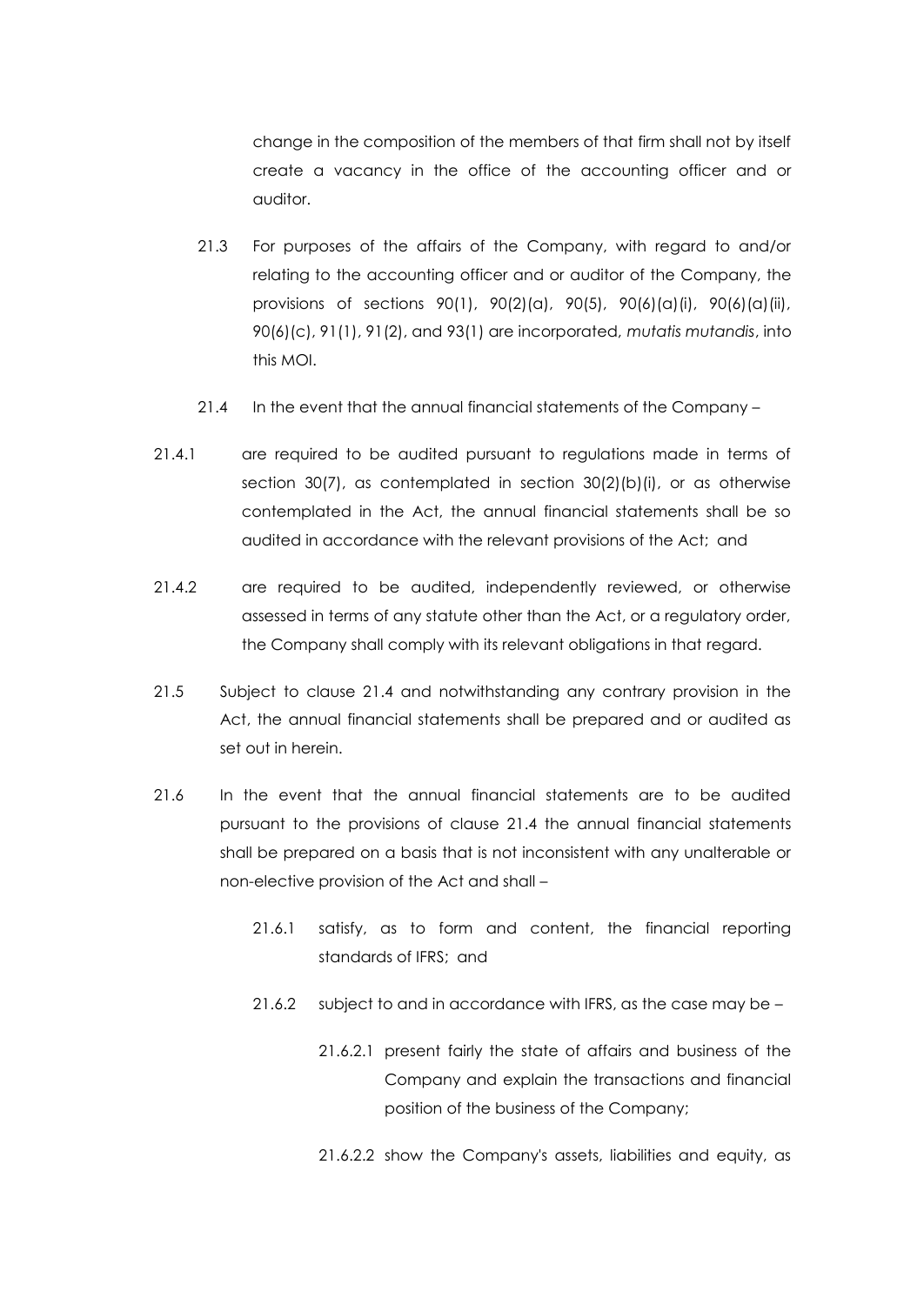change in the composition of the members of that firm shall not by itself create a vacancy in the office of the accounting officer and or auditor.

21.3 For purposes of the affairs of the Company, with regard to and/or relating to the accounting officer and or auditor of the Company, the provisions of sections 90(1), 90(2)(a), 90(5), 90(6)(a)(i), 90(6)(a)(ii), 90(6)(c), 91(1), 91(2), and 93(1) are incorporated, *mutatis mutandis*, into this MOI.

21.4 In the event that the annual financial statements of the Company –

21.4.1 are required to be audited pursuant to regulations made in terms of section 30(7), as contemplated in section 30(2)(b)(i), or as otherwise contemplated in the Act, the annual financial statements shall be so audited in accordance with the relevant provisions of the Act; and

21.4.2 are required to be audited, independently reviewed, or otherwise assessed in terms of any statute other than the Act, or a regulatory order, the Company shall comply with its relevant obligations in that regard.

21.5 Subject to clause 21.4 and notwithstanding any contrary provision in the Act, the annual financial statements shall be prepared and or audited as set out in herein.

21.6 In the event that the annual financial statements are to be audited pursuant to the provisions of clause 21.4 the annual financial statements shall be prepared on a basis that is not inconsistent with any unalterable or non-elective provision of the Act and shall –

21.6.1 satisfy, as to form and content, the financial reporting standards of IFRS; and

21.6.2 subject to and in accordance with IFRS, as the case may be –

21.6.2.1 present fairly the state of affairs and business of the Company and explain the transactions and financial position of the business of the Company;

21.6.2.2 show the Company's assets, liabilities and equity, as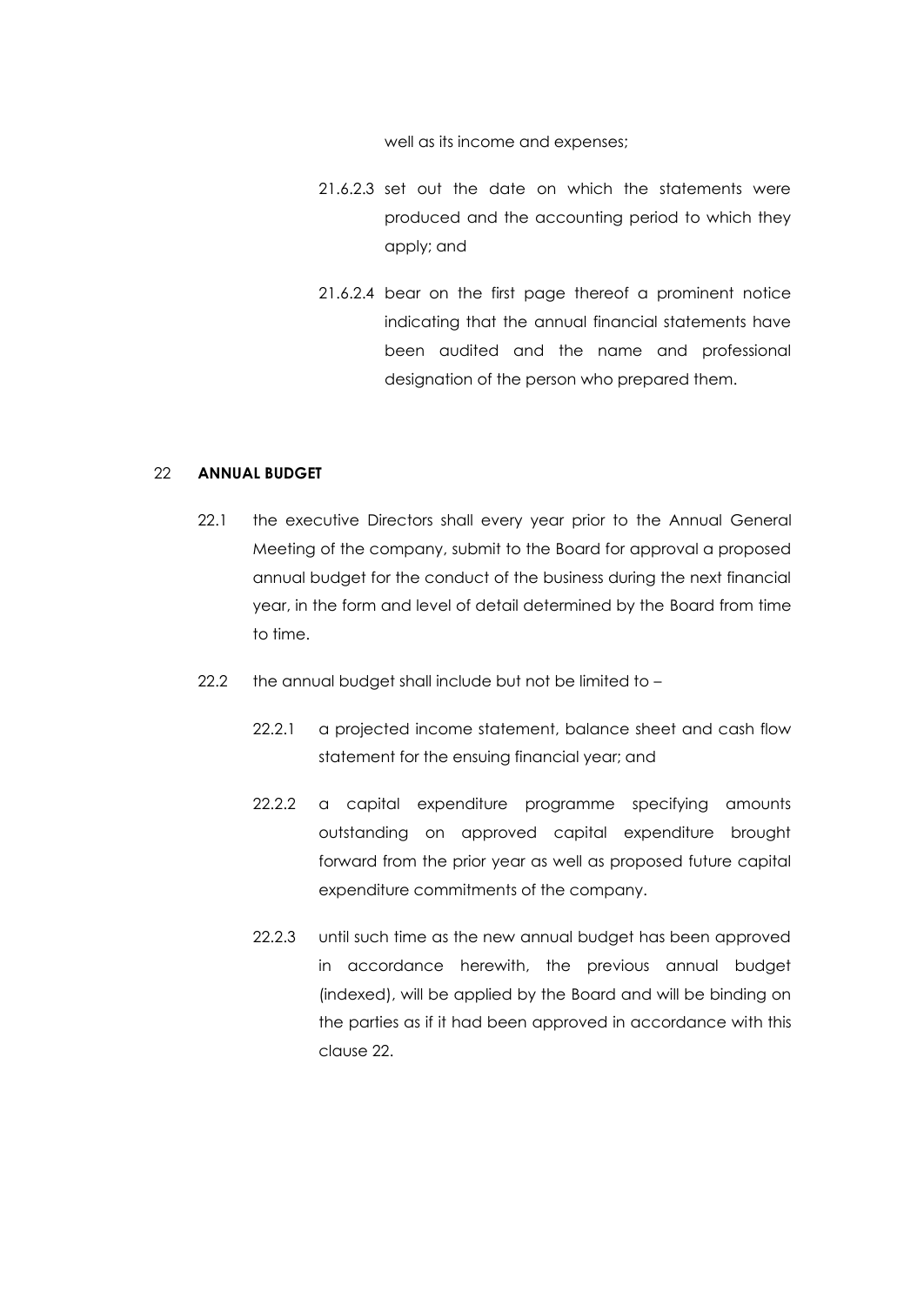well as its income and expenses;

21.6.2.3 set out the date on which the statements were produced and the accounting period to which they apply; and

21.6.2.4 bear on the first page thereof a prominent notice indicating that the annual financial statements have been audited and the name and professional designation of the person who prepared them.

## 22 ANNUAL BUDGET

22.1 the executive Directors shall every year prior to the Annual General Meeting of the company, submit to the Board for approval a proposed annual budget for the conduct of the business during the next financial year, in the form and level of detail determined by the Board from time to time.

22.2 the annual budget shall include but not be limited to –

22.2.1 a projected income statement, balance sheet and cash flow statement for the ensuing financial year; and

22.2.2 a capital expenditure programme specifying amounts outstanding on approved capital expenditure brought forward from the prior year as well as proposed future capital expenditure commitments of the company.

22.2.3 until such time as the new annual budget has been approved in accordance herewith, the previous annual budget (indexed), will be applied by the Board and will be binding on the parties as if it had been approved in accordance with this clause 22.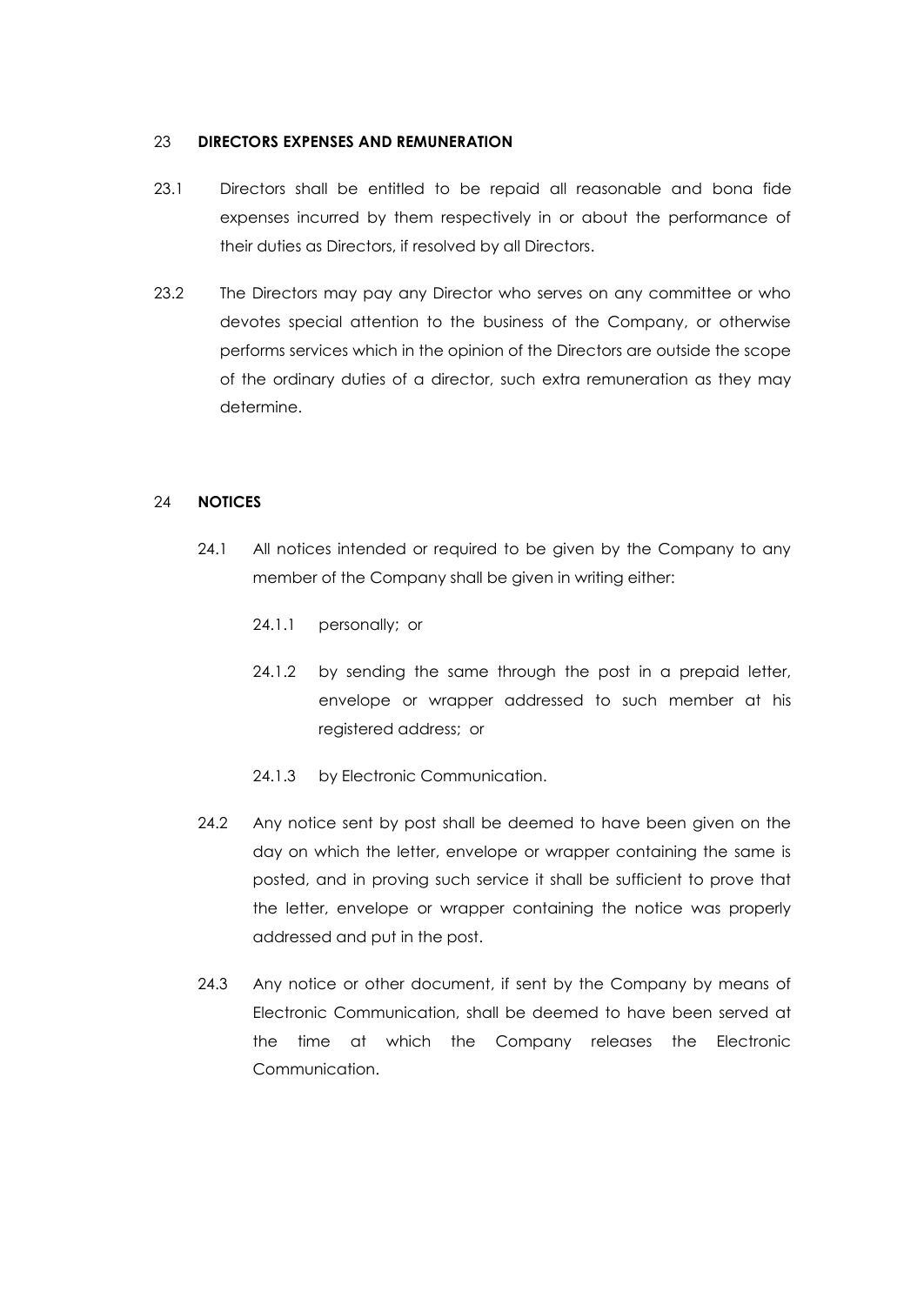## 23 DIRECTORS EXPENSES AND REMUNERATION

23.1 Directors shall be entitled to be repaid all reasonable and bona fide expenses incurred by them respectively in or about the performance of their duties as Directors, if resolved by all Directors.

23.2 The Directors may pay any Director who serves on any committee or who devotes special attention to the business of the Company, or otherwise performs services which in the opinion of the Directors are outside the scope of the ordinary duties of a director, such extra remuneration as they may determine.

## 24 NOTICES

24.1 All notices intended or required to be given by the Company to any member of the Company shall be given in writing either:

24.1.1 personally; or

24.1.2 by sending the same through the post in a prepaid letter, envelope or wrapper addressed to such member at his registered address; or

24.1.3 by Electronic Communication.

24.2 Any notice sent by post shall be deemed to have been given on the day on which the letter, envelope or wrapper containing the same is posted, and in proving such service it shall be sufficient to prove that the letter, envelope or wrapper containing the notice was properly addressed and put in the post.

24.3 Any notice or other document, if sent by the Company by means of Electronic Communication, shall be deemed to have been served at the time at which the Company releases the Electronic Communication.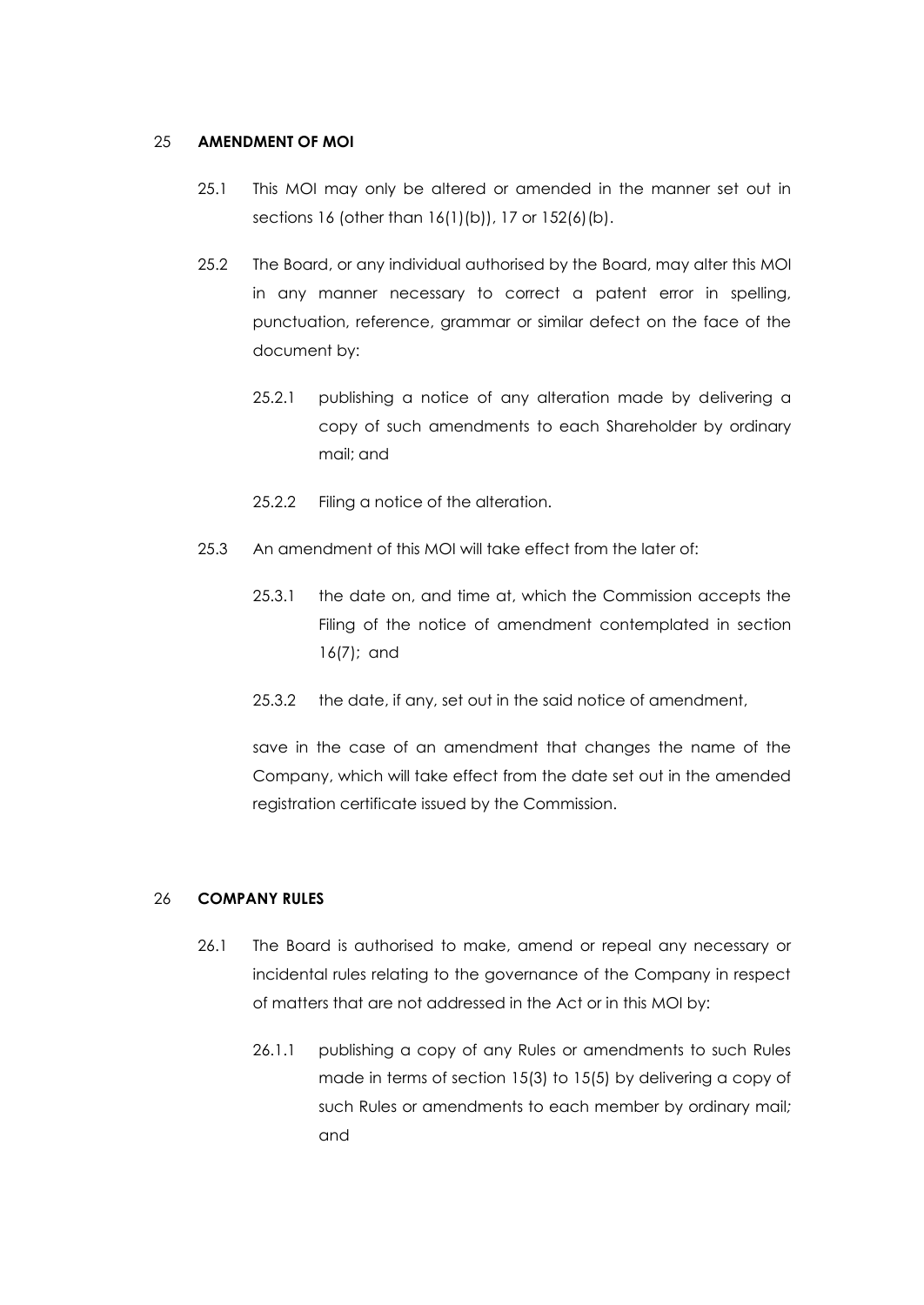## 25 **AMENDMENT OF MOI**

25.1 This MOI may only be altered or amended in the manner set out in sections 16 (other than 16(1)(b)), 17 or 152(6)(b).

25.2 The Board, or any individual authorised by the Board, may alter this MOI in any manner necessary to correct a patent error in spelling, punctuation, reference, grammar or similar defect on the face of the document by:

25.2.1 publishing a notice of any alteration made by delivering a copy of such amendments to each Shareholder by ordinary mail; and

25.2.2 Filing a notice of the alteration.

25.3 An amendment of this MOI will take effect from the later of:

25.3.1 the date on, and time at, which the Commission accepts the Filing of the notice of amendment contemplated in section 16(7); and

25.3.2 the date, if any, set out in the said notice of amendment,

save in the case of an amendment that changes the name of the Company, which will take effect from the date set out in the amended registration certificate issued by the Commission.

## 26 **COMPANY RULES**

26.1 The Board is authorised to make, amend or repeal any necessary or incidental rules relating to the governance of the Company in respect of matters that are not addressed in the Act or in this MOI by:

26.1.1 publishing a copy of any Rules or amendments to such Rules made in terms of section 15(3) to 15(5) by delivering a copy of such Rules or amendments to each member by ordinary mail; and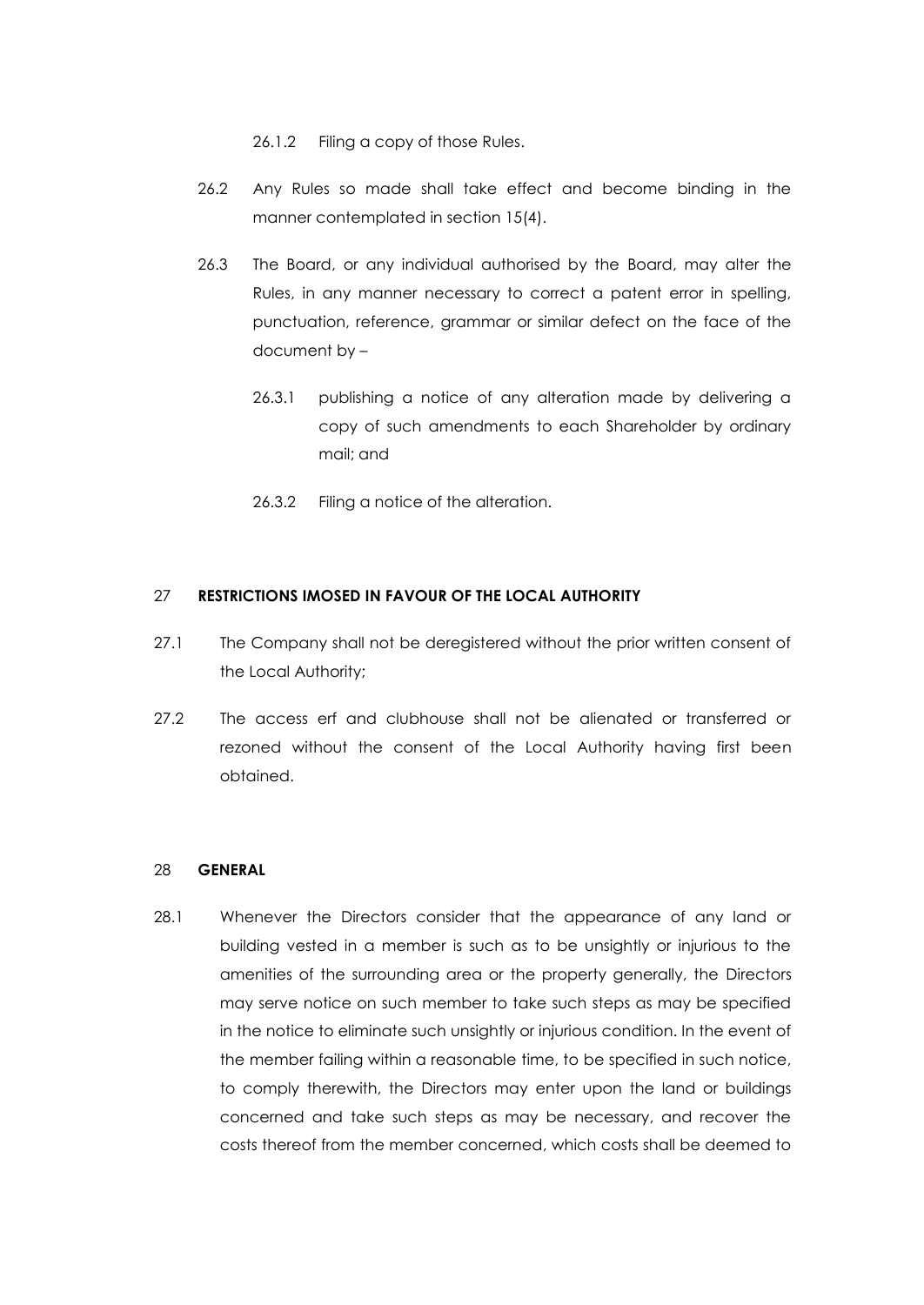26.1.2 Filing a copy of those Rules.

26.2 Any Rules so made shall take effect and become binding in the manner contemplated in section 15(4).

26.3 The Board, or any individual authorised by the Board, may alter the Rules, in any manner necessary to correct a patent error in spelling, punctuation, reference, grammar or similar defect on the face of the document by –

26.3.1 publishing a notice of any alteration made by delivering a copy of such amendments to each Shareholder by ordinary mail; and

26.3.2 Filing a notice of the alteration.

## 27 RESTRICTIONS IMOSED IN FAVOUR OF THE LOCAL AUTHORITY

27.1 The Company shall not be deregistered without the prior written consent of the Local Authority;

27.2 The access erf and clubhouse shall not be alienated or transferred or rezoned without the consent of the Local Authority having first been obtained.

## 28 GENERAL

28.1 Whenever the Directors consider that the appearance of any land or building vested in a member is such as to be unsightly or injurious to the amenities of the surrounding area or the property generally, the Directors may serve notice on such member to take such steps as may be specified in the notice to eliminate such unsightly or injurious condition. In the event of the member failing within a reasonable time, to be specified in such notice, to comply therewith, the Directors may enter upon the land or buildings concerned and take such steps as may be necessary, and recover the costs thereof from the member concerned, which costs shall be deemed to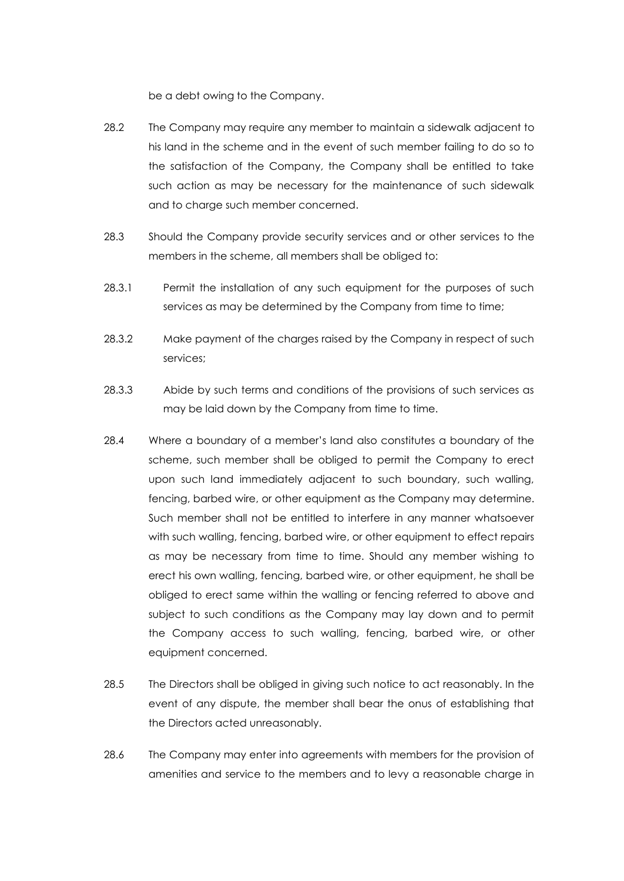be a debt owing to the Company.

28.2 The Company may require any member to maintain a sidewalk adjacent to his land in the scheme and in the event of such member failing to do so to the satisfaction of the Company, the Company shall be entitled to take such action as may be necessary for the maintenance of such sidewalk and to charge such member concerned.

28.3 Should the Company provide security services and or other services to the members in the scheme, all members shall be obliged to:

28.3.1 Permit the installation of any such equipment for the purposes of such services as may be determined by the Company from time to time;

28.3.2 Make payment of the charges raised by the Company in respect of such services;

28.3.3 Abide by such terms and conditions of the provisions of such services as may be laid down by the Company from time to time.

28.4 Where a boundary of a member's land also constitutes a boundary of the scheme, such member shall be obliged to permit the Company to erect upon such land immediately adjacent to such boundary, such walling, fencing, barbed wire, or other equipment as the Company may determine. Such member shall not be entitled to interfere in any manner whatsoever with such walling, fencing, barbed wire, or other equipment to effect repairs as may be necessary from time to time. Should any member wishing to erect his own walling, fencing, barbed wire, or other equipment, he shall be obliged to erect same within the walling or fencing referred to above and subject to such conditions as the Company may lay down and to permit the Company access to such walling, fencing, barbed wire, or other equipment concerned.

28.5 The Directors shall be obliged in giving such notice to act reasonably. In the event of any dispute, the member shall bear the onus of establishing that the Directors acted unreasonably.

28.6 The Company may enter into agreements with members for the provision of amenities and service to the members and to levy a reasonable charge in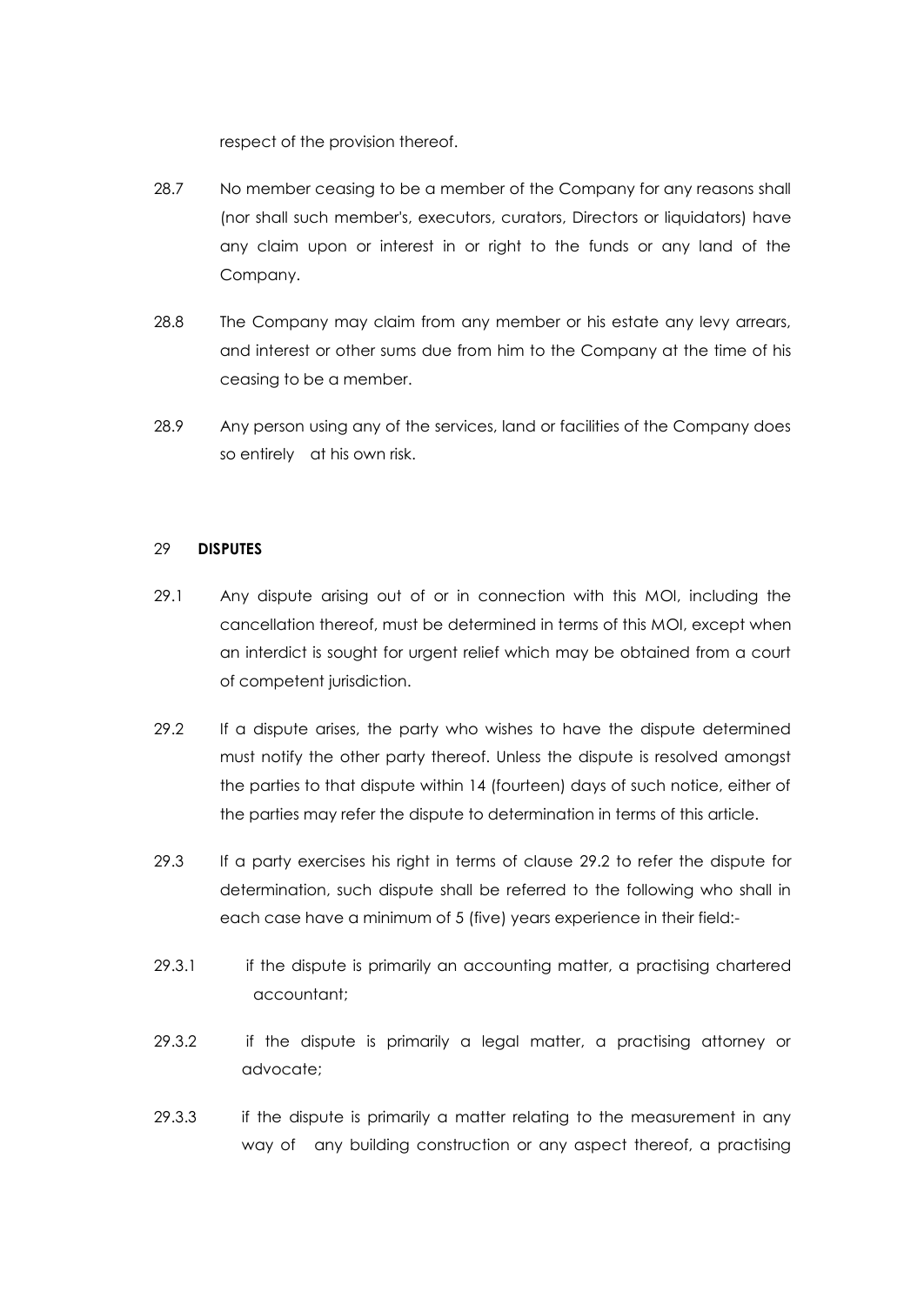respect of the provision thereof.

28.7 No member ceasing to be a member of the Company for any reasons shall (nor shall such member's, executors, curators, Directors or liquidators) have any claim upon or interest in or right to the funds or any land of the Company.

28.8 The Company may claim from any member or his estate any levy arrears, and interest or other sums due from him to the Company at the time of his ceasing to be a member.

28.9 Any person using any of the services, land or facilities of the Company does so entirely at his own risk.

## 29 DISPUTES

29.1 Any dispute arising out of or in connection with this MOI, including the cancellation thereof, must be determined in terms of this MOI, except when an interdict is sought for urgent relief which may be obtained from a court of competent jurisdiction.

29.2 If a dispute arises, the party who wishes to have the dispute determined must notify the other party thereof. Unless the dispute is resolved amongst the parties to that dispute within 14 (fourteen) days of such notice, either of the parties may refer the dispute to determination in terms of this article.

29.3 If a party exercises his right in terms of clause 29.2 to refer the dispute for determination, such dispute shall be referred to the following who shall in each case have a minimum of 5 (five) years experience in their field:-

29.3.1 if the dispute is primarily an accounting matter, a practising chartered accountant;

29.3.2 if the dispute is primarily a legal matter, a practising attorney or advocate;

29.3.3 if the dispute is primarily a matter relating to the measurement in any way of any building construction or any aspect thereof, a practising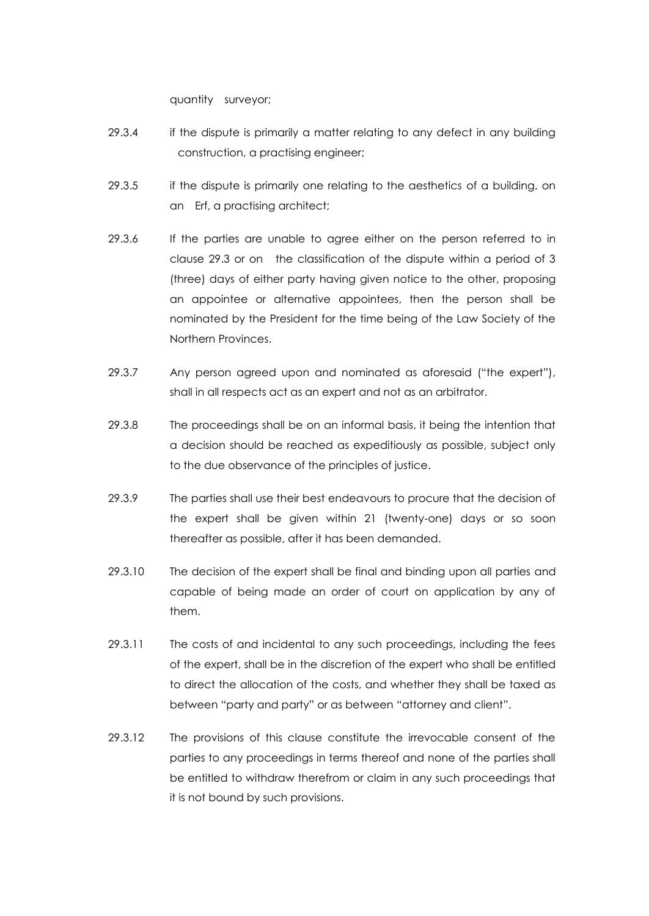quantity surveyor;

29.3.4 if the dispute is primarily a matter relating to any defect in any building construction, a practising engineer;

29.3.5 if the dispute is primarily one relating to the aesthetics of a building, on an Erf, a practising architect;

29.3.6 If the parties are unable to agree either on the person referred to in clause 29.3 or on the classification of the dispute within a period of 3 (three) days of either party having given notice to the other, proposing an appointee or alternative appointees, then the person shall be nominated by the President for the time being of the Law Society of the Northern Provinces.

29.3.7 Any person agreed upon and nominated as aforesaid ("the expert"), shall in all respects act as an expert and not as an arbitrator.

29.3.8 The proceedings shall be on an informal basis, it being the intention that a decision should be reached as expeditiously as possible, subject only to the due observance of the principles of justice.

29.3.9 The parties shall use their best endeavours to procure that the decision of the expert shall be given within 21 (twenty-one) days or so soon thereafter as possible, after it has been demanded.

29.3.10 The decision of the expert shall be final and binding upon all parties and capable of being made an order of court on application by any of them.

29.3.11 The costs of and incidental to any such proceedings, including the fees of the expert, shall be in the discretion of the expert who shall be entitled to direct the allocation of the costs, and whether they shall be taxed as between "party and party" or as between "attorney and client".

29.3.12 The provisions of this clause constitute the irrevocable consent of the parties to any proceedings in terms thereof and none of the parties shall be entitled to withdraw therefrom or claim in any such proceedings that it is not bound by such provisions.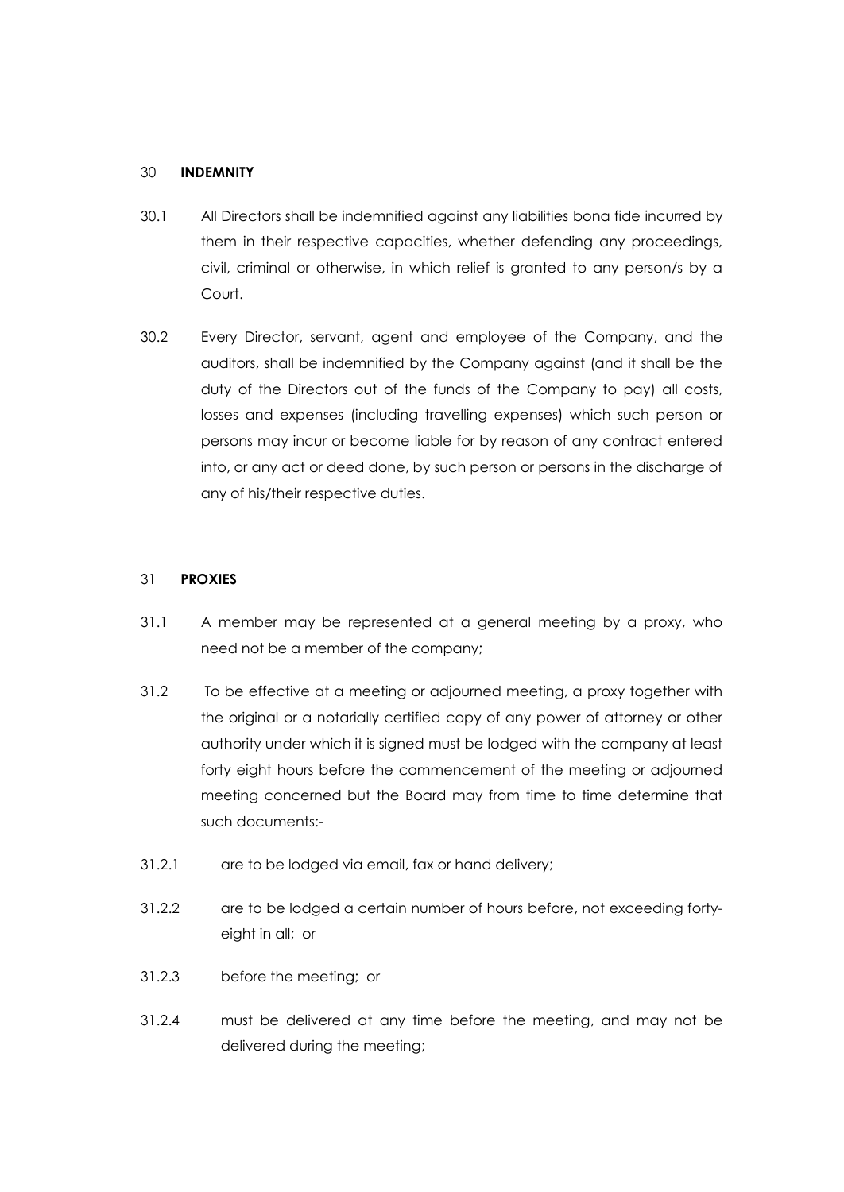## 30 INDEMNITY

30.1 All Directors shall be indemnified against any liabilities bona fide incurred by them in their respective capacities, whether defending any proceedings, civil, criminal or otherwise, in which relief is granted to any person/s by a Court.

30.2 Every Director, servant, agent and employee of the Company, and the auditors, shall be indemnified by the Company against (and it shall be the duty of the Directors out of the funds of the Company to pay) all costs, losses and expenses (including travelling expenses) which such person or persons may incur or become liable for by reason of any contract entered into, or any act or deed done, by such person or persons in the discharge of any of his/their respective duties.

## 31 PROXIES

31.1 A member may be represented at a general meeting by a proxy, who need not be a member of the company;

31.2 To be effective at a meeting or adjourned meeting, a proxy together with the original or a notarially certified copy of any power of attorney or other authority under which it is signed must be lodged with the company at least forty eight hours before the commencement of the meeting or adjourned meeting concerned but the Board may from time to time determine that such documents:-

31.2.1 are to be lodged via email, fax or hand delivery;

31.2.2 are to be lodged a certain number of hours before, not exceeding forty-eight in all; or

31.2.3 before the meeting; or

31.2.4 must be delivered at any time before the meeting, and may not be delivered during the meeting;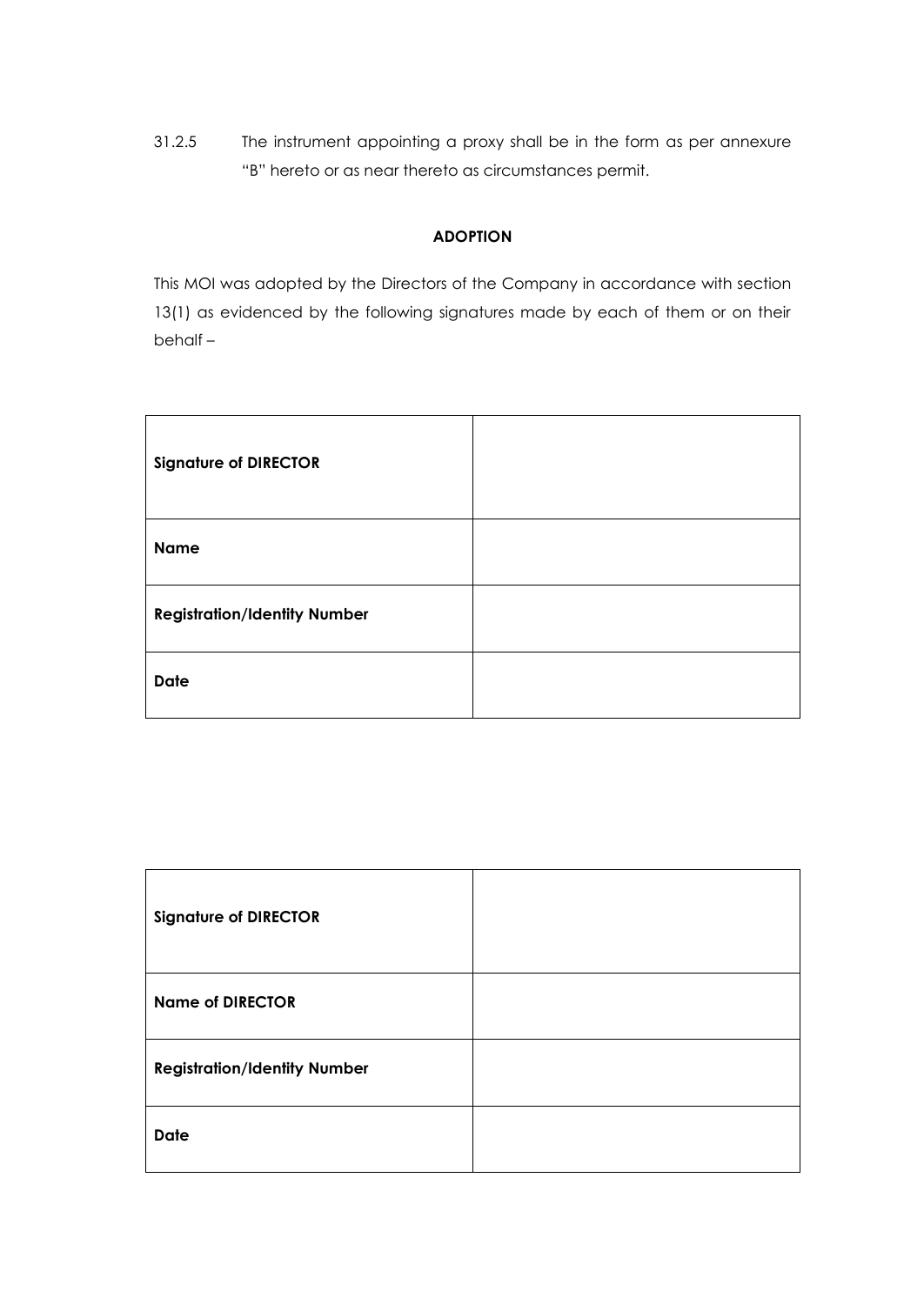31.2.5 The instrument appointing a proxy shall be in the form as per annexure "B" hereto or as near thereto as circumstances permit.

**ADOPTION**

This MOI was adopted by the Directors of the Company in accordance with section 13(1) as evidenced by the following signatures made by each of them or on their behalf –

| **Signature of DIRECTOR** | |
|---|---|
| **Name** | |
| **Registration/Identity Number** | |
| **Date** | |

| **Signature of DIRECTOR** | |
|---|---|
| **Name of DIRECTOR** | |
| **Registration/Identity Number** | |
| **Date** | |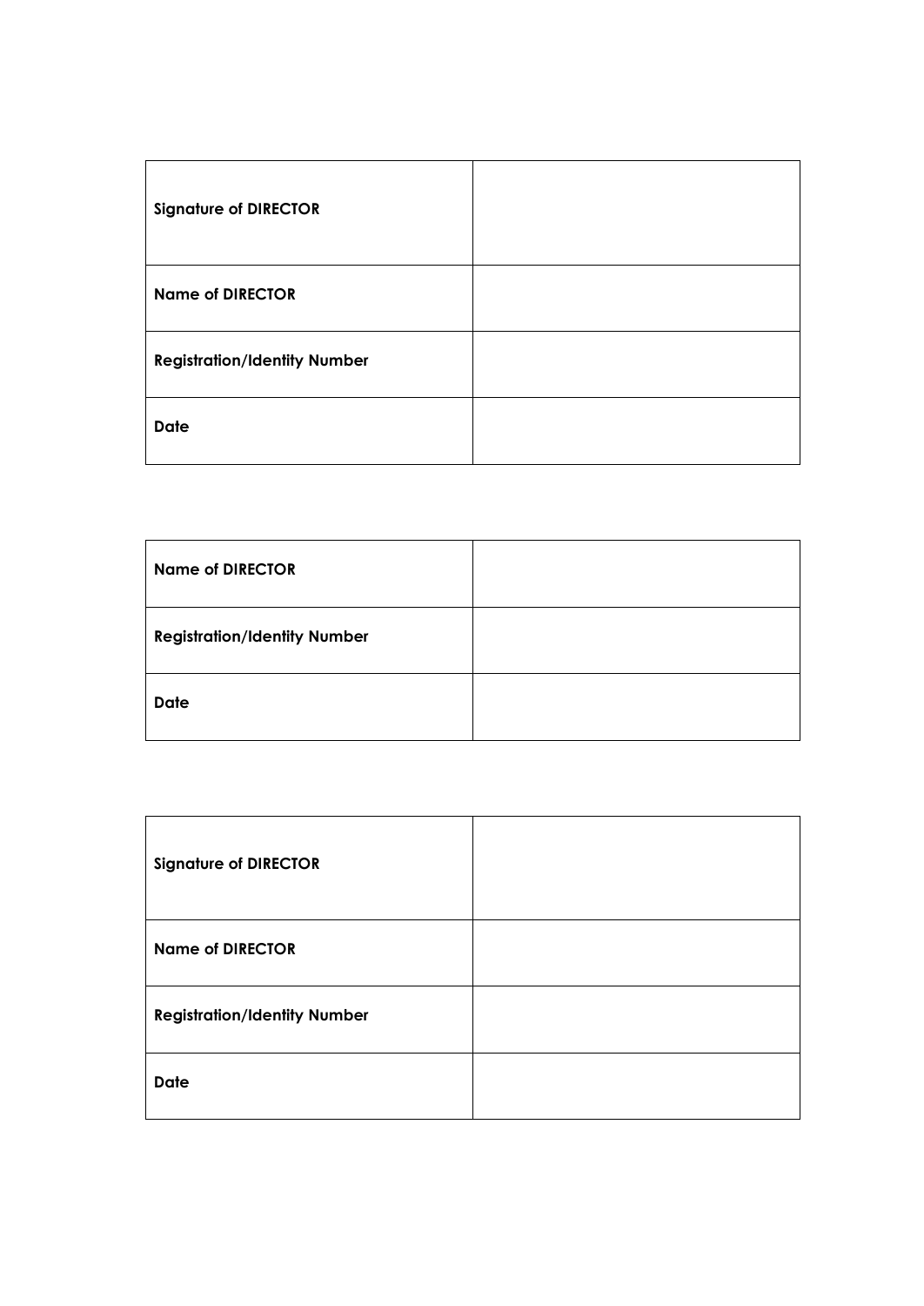| **Signature of DIRECTOR** | |
|---|---|
| **Name of DIRECTOR** | |
| **Registration/Identity Number** | |
| **Date** | |

| **Name of DIRECTOR** | |
|---|---|
| **Registration/Identity Number** | |
| **Date** | |

| **Signature of DIRECTOR** | |
|---|---|
| **Name of DIRECTOR** | |
| **Registration/Identity Number** | |
| **Date** | |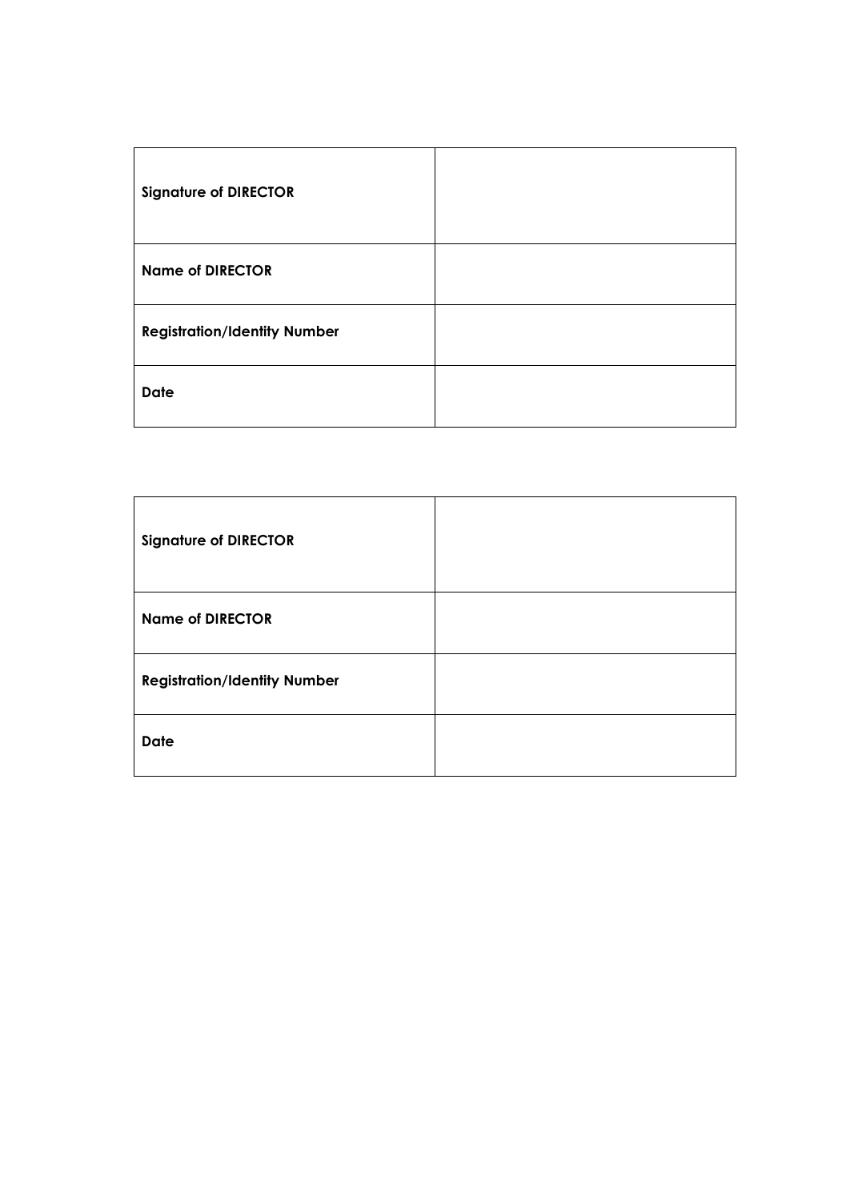| Signature of DIRECTOR | |
|---|---|
| **Name of DIRECTOR** | |
| **Registration/Identity Number** | |
| **Date** | |

| Signature of DIRECTOR | |
|---|---|
| **Name of DIRECTOR** | |
| **Registration/Identity Number** | |
| **Date** | |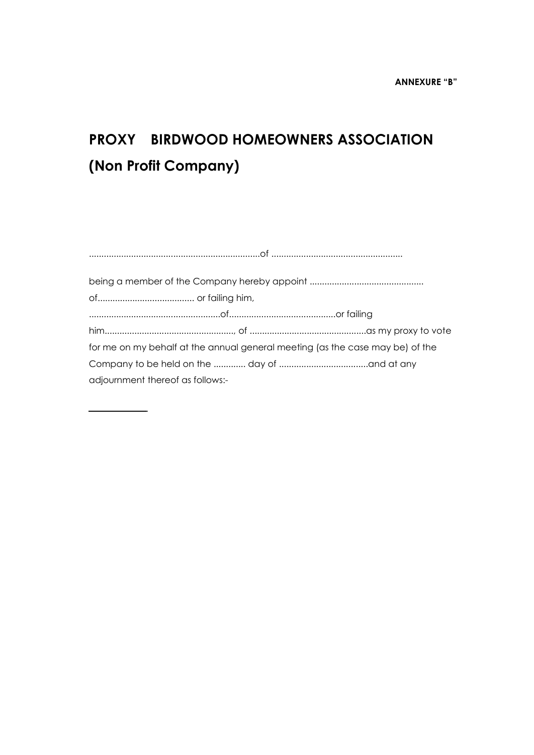**ANNEXURE "B"**

# PROXY BIRDWOOD HOMEOWNERS ASSOCIATION (Non Profit Company)

....................................................................of ....................................................

being a member of the Company hereby appoint .............................................
of....................................... or failing him,
....................................................of...........................................or failing
him...................................................., of ...............................................as my proxy to vote
for me on my behalf at the annual general meeting (as the case may be) of the
Company to be held on the ............. day of ...................................and at any
adjournment thereof as follows:-

---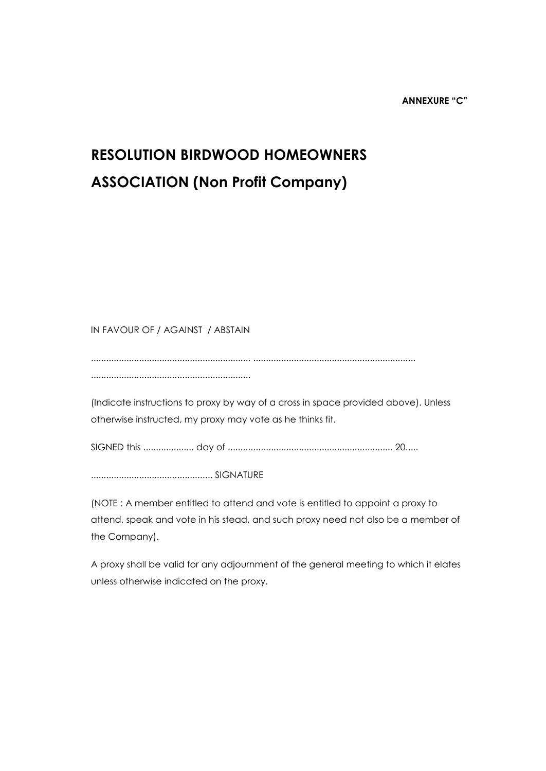**ANNEXURE "C"**

# RESOLUTION BIRDWOOD HOMEOWNERS ASSOCIATION (Non Profit Company)

IN FAVOUR OF / AGAINST / ABSTAIN

.............................................................. ................................................................
..............................................................

(Indicate instructions to proxy by way of a cross in space provided above). Unless otherwise instructed, my proxy may vote as he thinks fit.

SIGNED this .................... day of ................................................................ 20.....

................................................ SIGNATURE

(NOTE : A member entitled to attend and vote is entitled to appoint a proxy to attend, speak and vote in his stead, and such proxy need not also be a member of the Company).

A proxy shall be valid for any adjournment of the general meeting to which it elates unless otherwise indicated on the proxy.